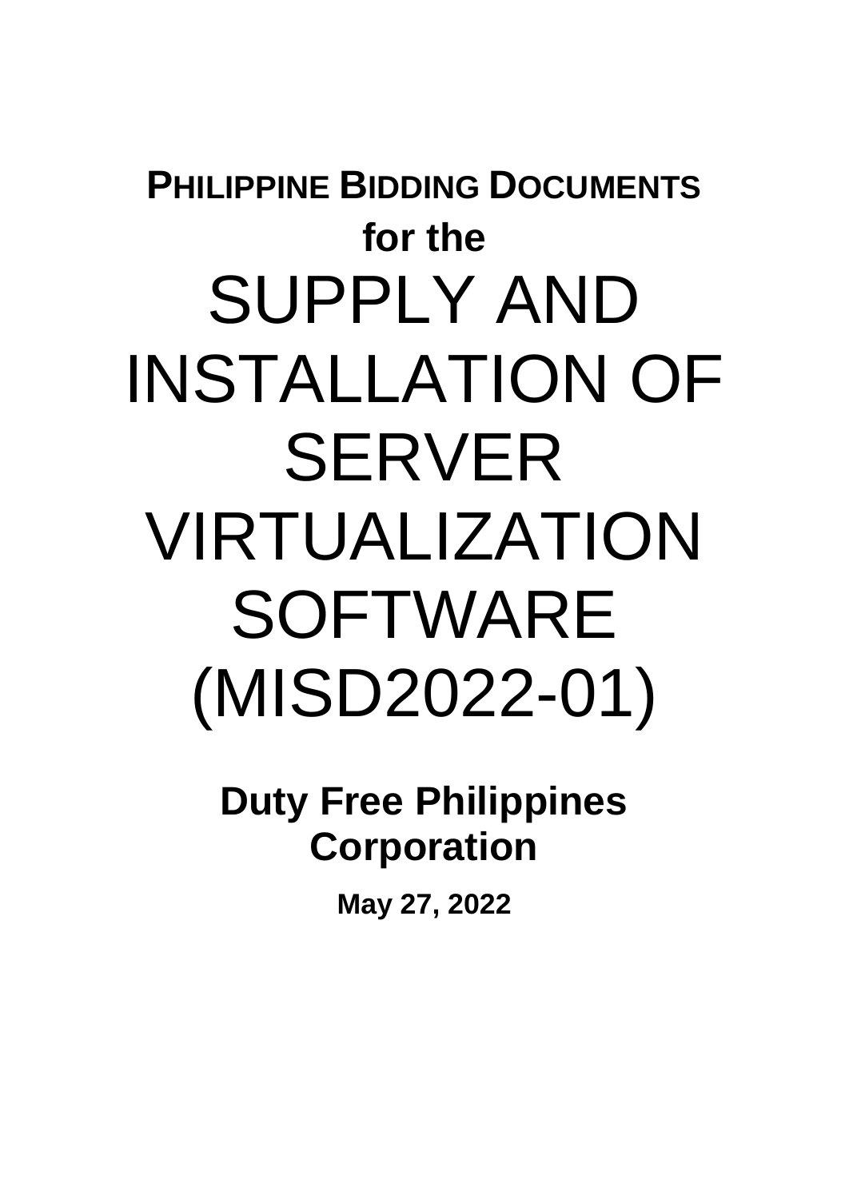# PHILIPPINE BIDDING DOCUMENTS

## for the

# SUPPLY AND INSTALLATION OF SERVER VIRTUALIZATION SOFTWARE (MISD2022-01)

## Duty Free Philippines Corporation

**May 27, 2022**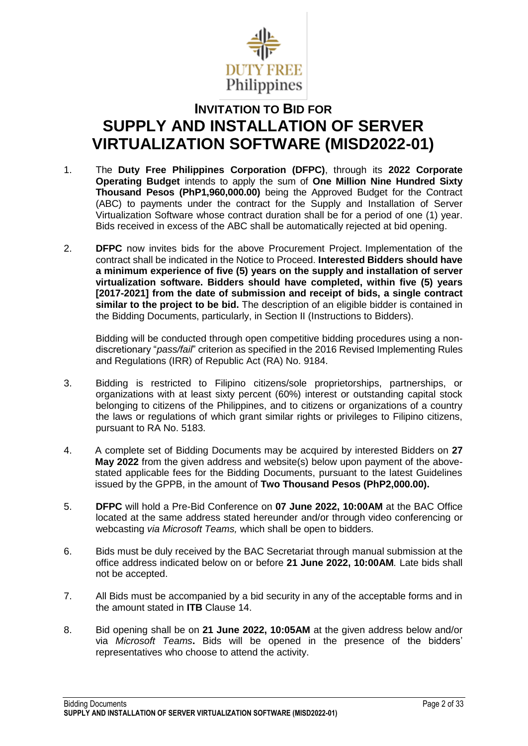# INVITATION TO BID FOR SUPPLY AND INSTALLATION OF SERVER VIRTUALIZATION SOFTWARE (MISD2022-01)

1. The **Duty Free Philippines Corporation (DFPC)**, through its **2022 Corporate Operating Budget** intends to apply the sum of **One Million Nine Hundred Sixty Thousand Pesos (PhP1,960,000.00)** being the Approved Budget for the Contract (ABC) to payments under the contract for the Supply and Installation of Server Virtualization Software whose contract duration shall be for a period of one (1) year. Bids received in excess of the ABC shall be automatically rejected at bid opening.

2. **DFPC** now invites bids for the above Procurement Project. Implementation of the contract shall be indicated in the Notice to Proceed. **Interested Bidders should have a minimum experience of five (5) years on the supply and installation of server virtualization software. Bidders should have completed, within five (5) years [2017-2021] from the date of submission and receipt of bids, a single contract similar to the project to be bid.** The description of an eligible bidder is contained in the Bidding Documents, particularly, in Section II (Instructions to Bidders).

   Bidding will be conducted through open competitive bidding procedures using a non-discretionary "*pass/fail*" criterion as specified in the 2016 Revised Implementing Rules and Regulations (IRR) of Republic Act (RA) No. 9184.

3. Bidding is restricted to Filipino citizens/sole proprietorships, partnerships, or organizations with at least sixty percent (60%) interest or outstanding capital stock belonging to citizens of the Philippines, and to citizens or organizations of a country the laws or regulations of which grant similar rights or privileges to Filipino citizens, pursuant to RA No. 5183.

4. A complete set of Bidding Documents may be acquired by interested Bidders on **27 May 2022** from the given address and website(s) below upon payment of the above-stated applicable fees for the Bidding Documents, pursuant to the latest Guidelines issued by the GPPB, in the amount of **Two Thousand Pesos (PhP2,000.00).**

5. **DFPC** will hold a Pre-Bid Conference on **07 June 2022, 10:00AM** at the BAC Office located at the same address stated hereunder and/or through video conferencing or webcasting *via Microsoft Teams,* which shall be open to bidders.

6. Bids must be duly received by the BAC Secretariat through manual submission at the office address indicated below on or before **21 June 2022, 10:00AM**. Late bids shall not be accepted.

7. All Bids must be accompanied by a bid security in any of the acceptable forms and in the amount stated in **ITB** Clause 14.

8. Bid opening shall be on **21 June 2022, 10:05AM** at the given address below and/or via *Microsoft Teams***.** Bids will be opened in the presence of the bidders' representatives who choose to attend the activity.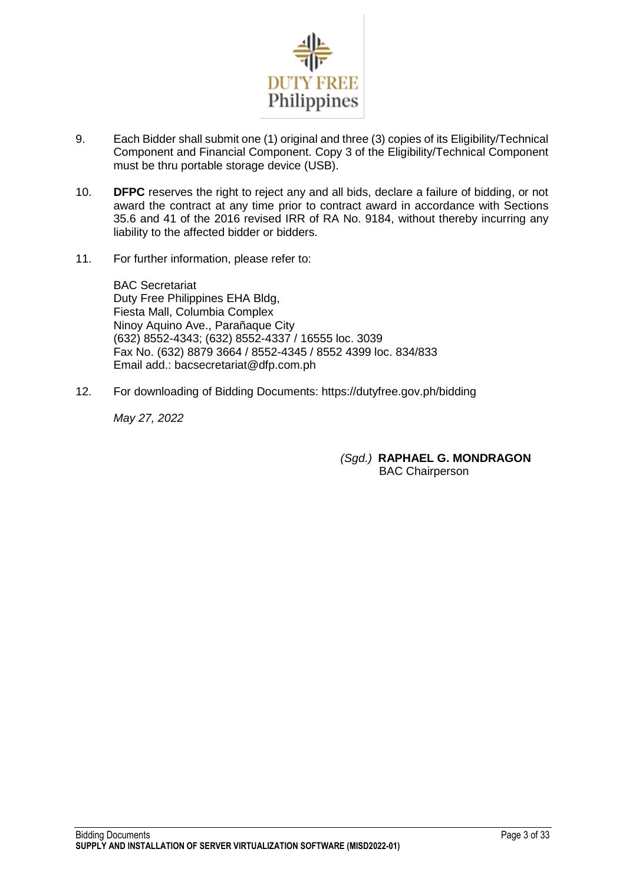9. Each Bidder shall submit one (1) original and three (3) copies of its Eligibility/Technical Component and Financial Component. Copy 3 of the Eligibility/Technical Component must be thru portable storage device (USB).

10. **DFPC** reserves the right to reject any and all bids, declare a failure of bidding, or not award the contract at any time prior to contract award in accordance with Sections 35.6 and 41 of the 2016 revised IRR of RA No. 9184, without thereby incurring any liability to the affected bidder or bidders.

11. For further information, please refer to:

    BAC Secretariat
    Duty Free Philippines EHA Bldg,
    Fiesta Mall, Columbia Complex
    Ninoy Aquino Ave., Parañaque City
    (632) 8552-4343; (632) 8552-4337 / 16555 loc. 3039
    Fax No. (632) 8879 3664 / 8552-4345 / 8552 4399 loc. 834/833
    Email add.: bacsecretariat@dfp.com.ph

12. For downloading of Bidding Documents: https://dutyfree.gov.ph/bidding

*May 27, 2022*

*(Sgd.)* **RAPHAEL G. MONDRAGON**
BAC Chairperson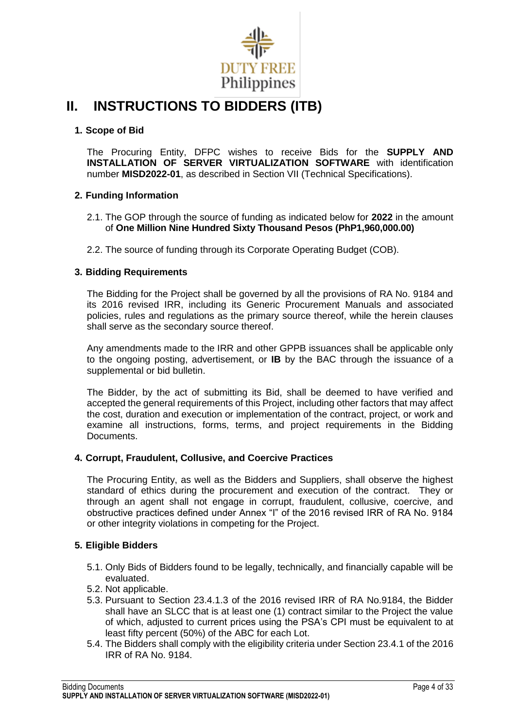# II. INSTRUCTIONS TO BIDDERS (ITB)

## 1. Scope of Bid

The Procuring Entity, DFPC wishes to receive Bids for the **SUPPLY AND INSTALLATION OF SERVER VIRTUALIZATION SOFTWARE** with identification number **MISD2022-01**, as described in Section VII (Technical Specifications).

## 2. Funding Information

2.1. The GOP through the source of funding as indicated below for **2022** in the amount of **One Million Nine Hundred Sixty Thousand Pesos (PhP1,960,000.00)**

2.2. The source of funding through its Corporate Operating Budget (COB).

## 3. Bidding Requirements

The Bidding for the Project shall be governed by all the provisions of RA No. 9184 and its 2016 revised IRR, including its Generic Procurement Manuals and associated policies, rules and regulations as the primary source thereof, while the herein clauses shall serve as the secondary source thereof.

Any amendments made to the IRR and other GPPB issuances shall be applicable only to the ongoing posting, advertisement, or **IB** by the BAC through the issuance of a supplemental or bid bulletin.

The Bidder, by the act of submitting its Bid, shall be deemed to have verified and accepted the general requirements of this Project, including other factors that may affect the cost, duration and execution or implementation of the contract, project, or work and examine all instructions, forms, terms, and project requirements in the Bidding Documents.

## 4. Corrupt, Fraudulent, Collusive, and Coercive Practices

The Procuring Entity, as well as the Bidders and Suppliers, shall observe the highest standard of ethics during the procurement and execution of the contract. They or through an agent shall not engage in corrupt, fraudulent, collusive, coercive, and obstructive practices defined under Annex "I" of the 2016 revised IRR of RA No. 9184 or other integrity violations in competing for the Project.

## 5. Eligible Bidders

5.1. Only Bids of Bidders found to be legally, technically, and financially capable will be evaluated.

5.2. Not applicable.

5.3. Pursuant to Section 23.4.1.3 of the 2016 revised IRR of RA No.9184, the Bidder shall have an SLCC that is at least one (1) contract similar to the Project the value of which, adjusted to current prices using the PSA's CPI must be equivalent to at least fifty percent (50%) of the ABC for each Lot.

5.4. The Bidders shall comply with the eligibility criteria under Section 23.4.1 of the 2016 IRR of RA No. 9184.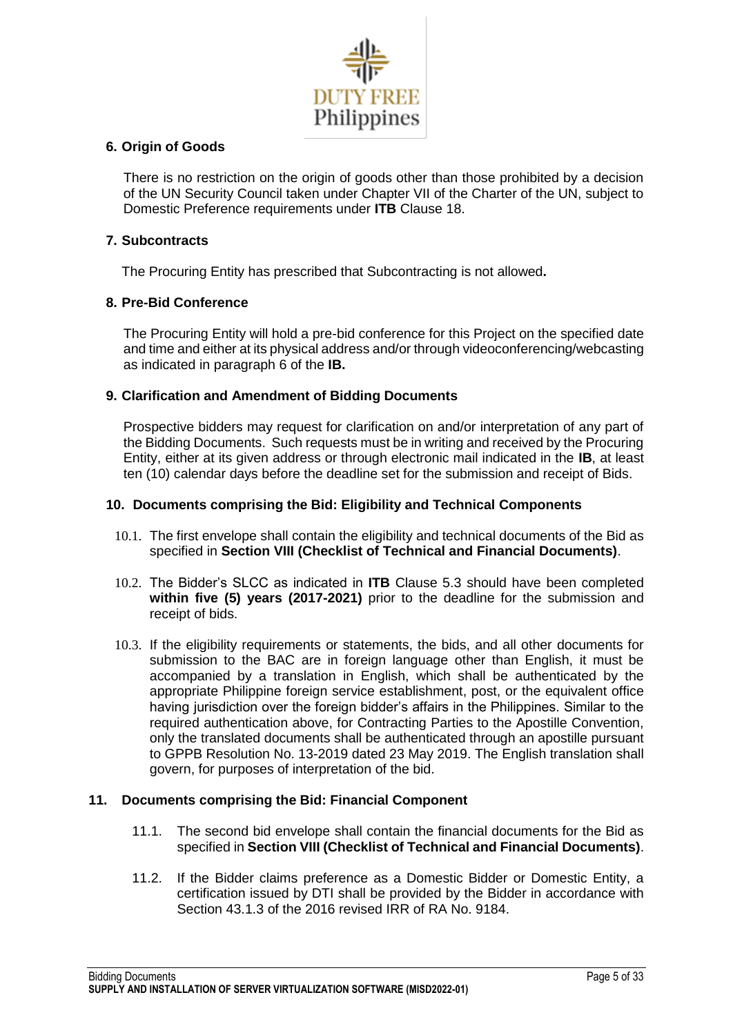## 6. Origin of Goods

There is no restriction on the origin of goods other than those prohibited by a decision of the UN Security Council taken under Chapter VII of the Charter of the UN, subject to Domestic Preference requirements under **ITB** Clause 18.

## 7. Subcontracts

The Procuring Entity has prescribed that Subcontracting is not allowed**.**

## 8. Pre-Bid Conference

The Procuring Entity will hold a pre-bid conference for this Project on the specified date and time and either at its physical address and/or through videoconferencing/webcasting as indicated in paragraph 6 of the **IB.**

## 9. Clarification and Amendment of Bidding Documents

Prospective bidders may request for clarification on and/or interpretation of any part of the Bidding Documents. Such requests must be in writing and received by the Procuring Entity, either at its given address or through electronic mail indicated in the **IB**, at least ten (10) calendar days before the deadline set for the submission and receipt of Bids.

## 10. Documents comprising the Bid: Eligibility and Technical Components

10.1. The first envelope shall contain the eligibility and technical documents of the Bid as specified in **Section VIII (Checklist of Technical and Financial Documents)**.

10.2. The Bidder's SLCC as indicated in **ITB** Clause 5.3 should have been completed **within five (5) years (2017-2021)** prior to the deadline for the submission and receipt of bids.

10.3. If the eligibility requirements or statements, the bids, and all other documents for submission to the BAC are in foreign language other than English, it must be accompanied by a translation in English, which shall be authenticated by the appropriate Philippine foreign service establishment, post, or the equivalent office having jurisdiction over the foreign bidder's affairs in the Philippines. Similar to the required authentication above, for Contracting Parties to the Apostille Convention, only the translated documents shall be authenticated through an apostille pursuant to GPPB Resolution No. 13-2019 dated 23 May 2019. The English translation shall govern, for purposes of interpretation of the bid.

## 11. Documents comprising the Bid: Financial Component

11.1. The second bid envelope shall contain the financial documents for the Bid as specified in **Section VIII (Checklist of Technical and Financial Documents)**.

11.2. If the Bidder claims preference as a Domestic Bidder or Domestic Entity, a certification issued by DTI shall be provided by the Bidder in accordance with Section 43.1.3 of the 2016 revised IRR of RA No. 9184.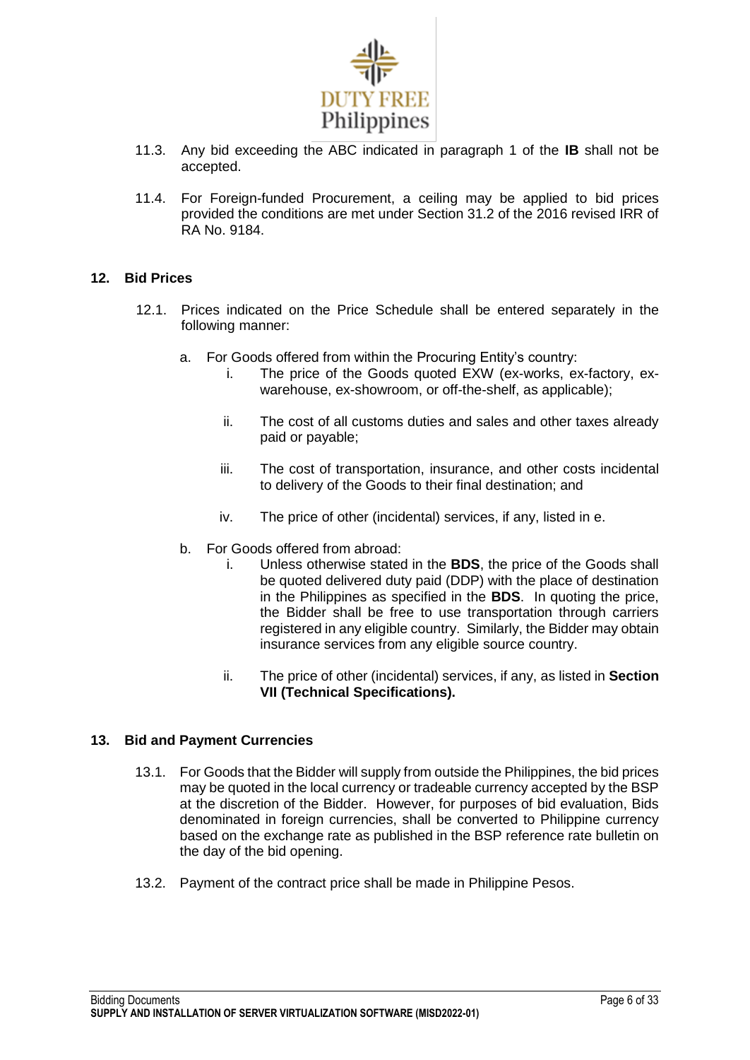11.3. Any bid exceeding the ABC indicated in paragraph 1 of the **IB** shall not be accepted.

11.4. For Foreign-funded Procurement, a ceiling may be applied to bid prices provided the conditions are met under Section 31.2 of the 2016 revised IRR of RA No. 9184.

## 12. Bid Prices

12.1. Prices indicated on the Price Schedule shall be entered separately in the following manner:

a. For Goods offered from within the Procuring Entity's country:

i. The price of the Goods quoted EXW (ex-works, ex-factory, ex-warehouse, ex-showroom, or off-the-shelf, as applicable);

ii. The cost of all customs duties and sales and other taxes already paid or payable;

iii. The cost of transportation, insurance, and other costs incidental to delivery of the Goods to their final destination; and

iv. The price of other (incidental) services, if any, listed in e.

b. For Goods offered from abroad:

i. Unless otherwise stated in the **BDS**, the price of the Goods shall be quoted delivered duty paid (DDP) with the place of destination in the Philippines as specified in the **BDS**. In quoting the price, the Bidder shall be free to use transportation through carriers registered in any eligible country. Similarly, the Bidder may obtain insurance services from any eligible source country.

ii. The price of other (incidental) services, if any, as listed in **Section VII (Technical Specifications).**

## 13. Bid and Payment Currencies

13.1. For Goods that the Bidder will supply from outside the Philippines, the bid prices may be quoted in the local currency or tradeable currency accepted by the BSP at the discretion of the Bidder. However, for purposes of bid evaluation, Bids denominated in foreign currencies, shall be converted to Philippine currency based on the exchange rate as published in the BSP reference rate bulletin on the day of the bid opening.

13.2. Payment of the contract price shall be made in Philippine Pesos.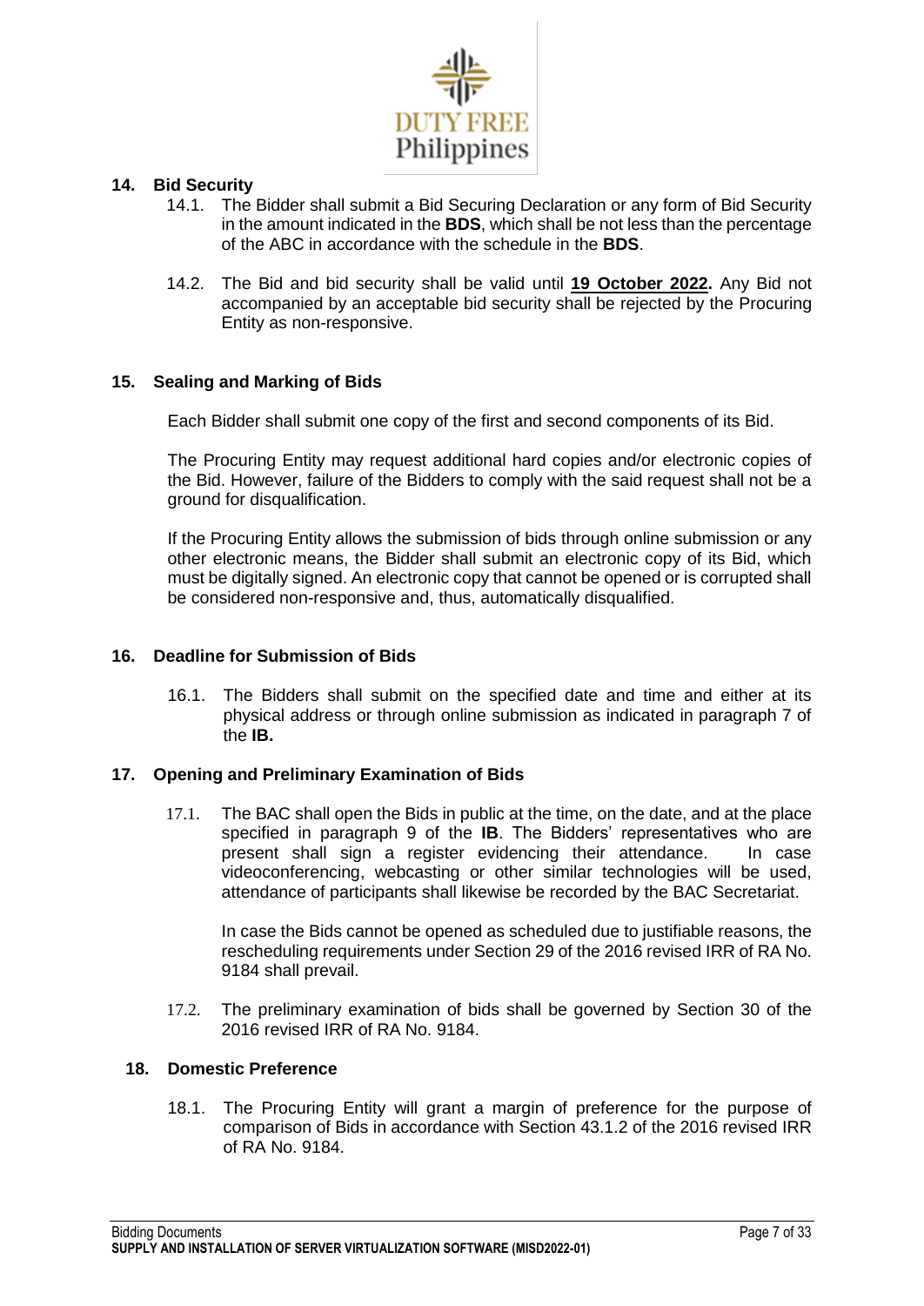## 14. Bid Security

14.1. The Bidder shall submit a Bid Securing Declaration or any form of Bid Security in the amount indicated in the **BDS**, which shall be not less than the percentage of the ABC in accordance with the schedule in the **BDS**.

14.2. The Bid and bid security shall be valid until **19 October 2022.** Any Bid not accompanied by an acceptable bid security shall be rejected by the Procuring Entity as non-responsive.

## 15. Sealing and Marking of Bids

Each Bidder shall submit one copy of the first and second components of its Bid.

The Procuring Entity may request additional hard copies and/or electronic copies of the Bid. However, failure of the Bidders to comply with the said request shall not be a ground for disqualification.

If the Procuring Entity allows the submission of bids through online submission or any other electronic means, the Bidder shall submit an electronic copy of its Bid, which must be digitally signed. An electronic copy that cannot be opened or is corrupted shall be considered non-responsive and, thus, automatically disqualified.

## 16. Deadline for Submission of Bids

16.1. The Bidders shall submit on the specified date and time and either at its physical address or through online submission as indicated in paragraph 7 of the **IB.**

## 17. Opening and Preliminary Examination of Bids

17.1. The BAC shall open the Bids in public at the time, on the date, and at the place specified in paragraph 9 of the **IB**. The Bidders' representatives who are present shall sign a register evidencing their attendance. In case videoconferencing, webcasting or other similar technologies will be used, attendance of participants shall likewise be recorded by the BAC Secretariat.

In case the Bids cannot be opened as scheduled due to justifiable reasons, the rescheduling requirements under Section 29 of the 2016 revised IRR of RA No. 9184 shall prevail.

17.2. The preliminary examination of bids shall be governed by Section 30 of the 2016 revised IRR of RA No. 9184.

## 18. Domestic Preference

18.1. The Procuring Entity will grant a margin of preference for the purpose of comparison of Bids in accordance with Section 43.1.2 of the 2016 revised IRR of RA No. 9184.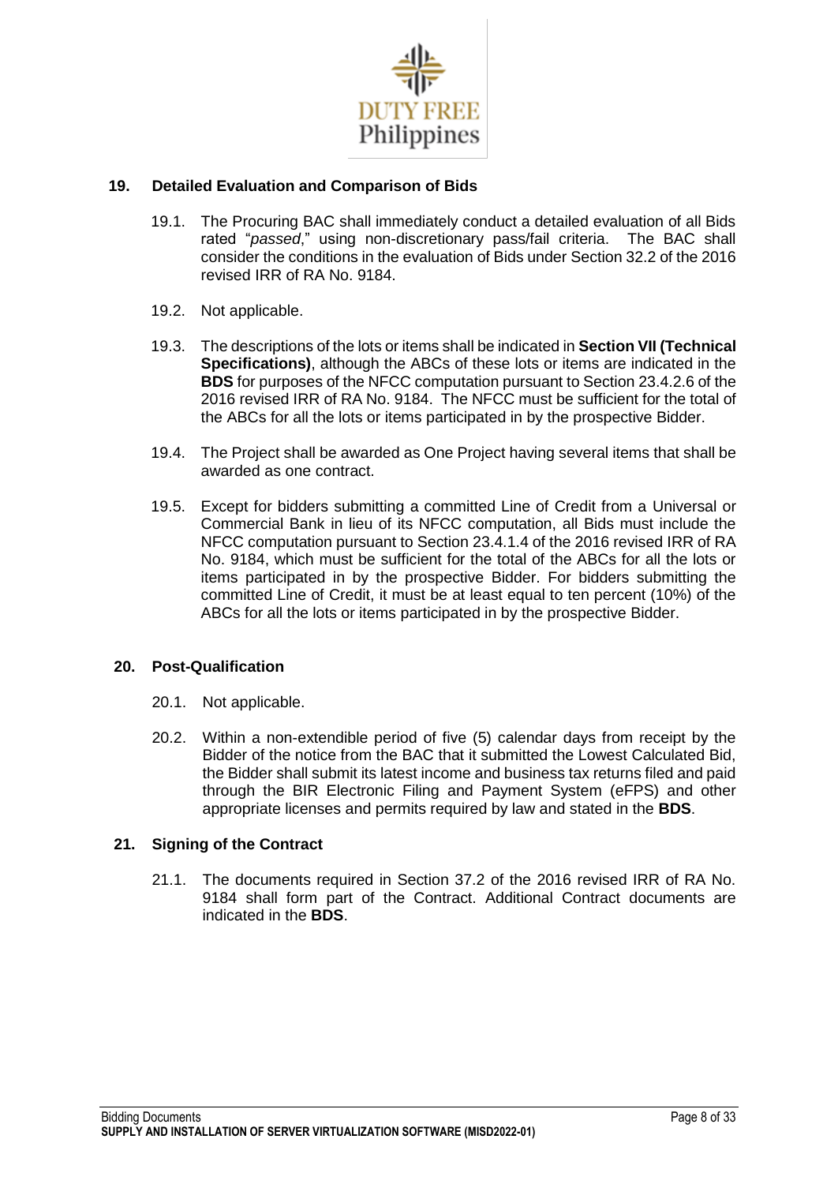## 19. Detailed Evaluation and Comparison of Bids

19.1. The Procuring BAC shall immediately conduct a detailed evaluation of all Bids rated "*passed*," using non-discretionary pass/fail criteria. The BAC shall consider the conditions in the evaluation of Bids under Section 32.2 of the 2016 revised IRR of RA No. 9184.

19.2. Not applicable.

19.3. The descriptions of the lots or items shall be indicated in **Section VII (Technical Specifications)**, although the ABCs of these lots or items are indicated in the **BDS** for purposes of the NFCC computation pursuant to Section 23.4.2.6 of the 2016 revised IRR of RA No. 9184. The NFCC must be sufficient for the total of the ABCs for all the lots or items participated in by the prospective Bidder.

19.4. The Project shall be awarded as One Project having several items that shall be awarded as one contract.

19.5. Except for bidders submitting a committed Line of Credit from a Universal or Commercial Bank in lieu of its NFCC computation, all Bids must include the NFCC computation pursuant to Section 23.4.1.4 of the 2016 revised IRR of RA No. 9184, which must be sufficient for the total of the ABCs for all the lots or items participated in by the prospective Bidder. For bidders submitting the committed Line of Credit, it must be at least equal to ten percent (10%) of the ABCs for all the lots or items participated in by the prospective Bidder.

## 20. Post-Qualification

20.1. Not applicable.

20.2. Within a non-extendible period of five (5) calendar days from receipt by the Bidder of the notice from the BAC that it submitted the Lowest Calculated Bid, the Bidder shall submit its latest income and business tax returns filed and paid through the BIR Electronic Filing and Payment System (eFPS) and other appropriate licenses and permits required by law and stated in the **BDS**.

## 21. Signing of the Contract

21.1. The documents required in Section 37.2 of the 2016 revised IRR of RA No. 9184 shall form part of the Contract. Additional Contract documents are indicated in the **BDS**.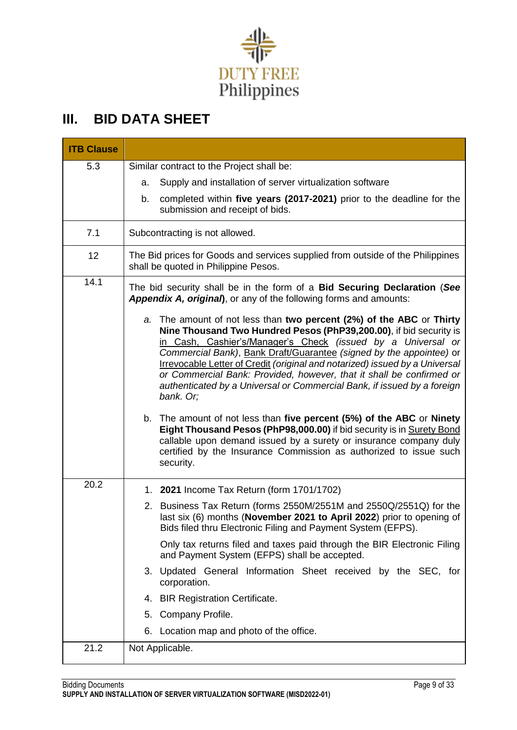# III. BID DATA SHEET

| ITB Clause | |
|---|---|
| 5.3 | Similar contract to the Project shall be:<br>a. Supply and installation of server virtualization software<br>b. completed within **five years (2017-2021)** prior to the deadline for the submission and receipt of bids. |
| 7.1 | Subcontracting is not allowed. |
| 12 | The Bid prices for Goods and services supplied from outside of the Philippines shall be quoted in Philippine Pesos. |
| 14.1 | The bid security shall be in the form of a **Bid Securing Declaration** (***See Appendix A, original***), or any of the following forms and amounts:<br>*a.* The amount of not less than **two percent (2%) of the ABC** or **Thirty Nine Thousand Two Hundred Pesos (PhP39,200.00)**, if bid security is in Cash, Cashier's/Manager's Check *(issued by a Universal or Commercial Bank)*, Bank Draft/Guarantee *(signed by the appointee)* or Irrevocable Letter of Credit *(original and notarized) issued by a Universal or Commercial Bank: Provided, however, that it shall be confirmed or authenticated by a Universal or Commercial Bank, if issued by a foreign bank. Or;*<br>b. The amount of not less than **five percent (5%) of the ABC** or **Ninety Eight Thousand Pesos (PhP98,000.00)** if bid security is in Surety Bond callable upon demand issued by a surety or insurance company duly certified by the Insurance Commission as authorized to issue such security. |
| 20.2 | 1. **2021** Income Tax Return (form 1701/1702)<br>2. Business Tax Return (forms 2550M/2551M and 2550Q/2551Q) for the last six (6) months (**November 2021 to April 2022**) prior to opening of Bids filed thru Electronic Filing and Payment System (EFPS).<br>Only tax returns filed and taxes paid through the BIR Electronic Filing and Payment System (EFPS) shall be accepted.<br>3. Updated General Information Sheet received by the SEC, for corporation.<br>4. BIR Registration Certificate.<br>5. Company Profile.<br>6. Location map and photo of the office. |
| 21.2 | Not Applicable. |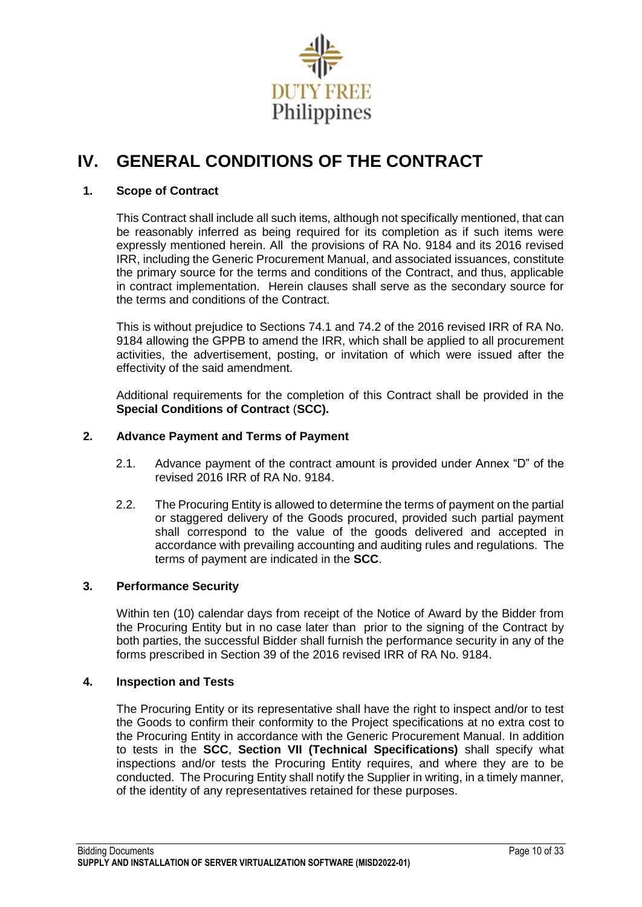# IV. GENERAL CONDITIONS OF THE CONTRACT

## 1. Scope of Contract

This Contract shall include all such items, although not specifically mentioned, that can be reasonably inferred as being required for its completion as if such items were expressly mentioned herein. All the provisions of RA No. 9184 and its 2016 revised IRR, including the Generic Procurement Manual, and associated issuances, constitute the primary source for the terms and conditions of the Contract, and thus, applicable in contract implementation. Herein clauses shall serve as the secondary source for the terms and conditions of the Contract.

This is without prejudice to Sections 74.1 and 74.2 of the 2016 revised IRR of RA No. 9184 allowing the GPPB to amend the IRR, which shall be applied to all procurement activities, the advertisement, posting, or invitation of which were issued after the effectivity of the said amendment.

Additional requirements for the completion of this Contract shall be provided in the **Special Conditions of Contract** (**SCC).**

## 2. Advance Payment and Terms of Payment

2.1. Advance payment of the contract amount is provided under Annex "D" of the revised 2016 IRR of RA No. 9184.

2.2. The Procuring Entity is allowed to determine the terms of payment on the partial or staggered delivery of the Goods procured, provided such partial payment shall correspond to the value of the goods delivered and accepted in accordance with prevailing accounting and auditing rules and regulations. The terms of payment are indicated in the **SCC**.

## 3. Performance Security

Within ten (10) calendar days from receipt of the Notice of Award by the Bidder from the Procuring Entity but in no case later than prior to the signing of the Contract by both parties, the successful Bidder shall furnish the performance security in any of the forms prescribed in Section 39 of the 2016 revised IRR of RA No. 9184.

## 4. Inspection and Tests

The Procuring Entity or its representative shall have the right to inspect and/or to test the Goods to confirm their conformity to the Project specifications at no extra cost to the Procuring Entity in accordance with the Generic Procurement Manual. In addition to tests in the **SCC**, **Section VII (Technical Specifications)** shall specify what inspections and/or tests the Procuring Entity requires, and where they are to be conducted. The Procuring Entity shall notify the Supplier in writing, in a timely manner, of the identity of any representatives retained for these purposes.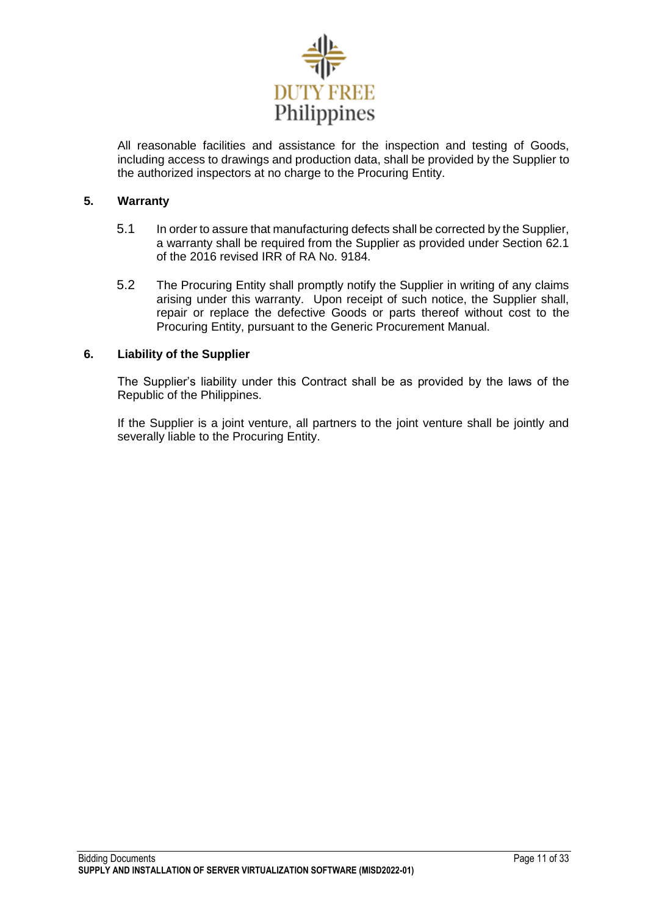All reasonable facilities and assistance for the inspection and testing of Goods, including access to drawings and production data, shall be provided by the Supplier to the authorized inspectors at no charge to the Procuring Entity.

**5. Warranty**

5.1 In order to assure that manufacturing defects shall be corrected by the Supplier, a warranty shall be required from the Supplier as provided under Section 62.1 of the 2016 revised IRR of RA No. 9184.

5.2 The Procuring Entity shall promptly notify the Supplier in writing of any claims arising under this warranty. Upon receipt of such notice, the Supplier shall, repair or replace the defective Goods or parts thereof without cost to the Procuring Entity, pursuant to the Generic Procurement Manual.

**6. Liability of the Supplier**

The Supplier's liability under this Contract shall be as provided by the laws of the Republic of the Philippines.

If the Supplier is a joint venture, all partners to the joint venture shall be jointly and severally liable to the Procuring Entity.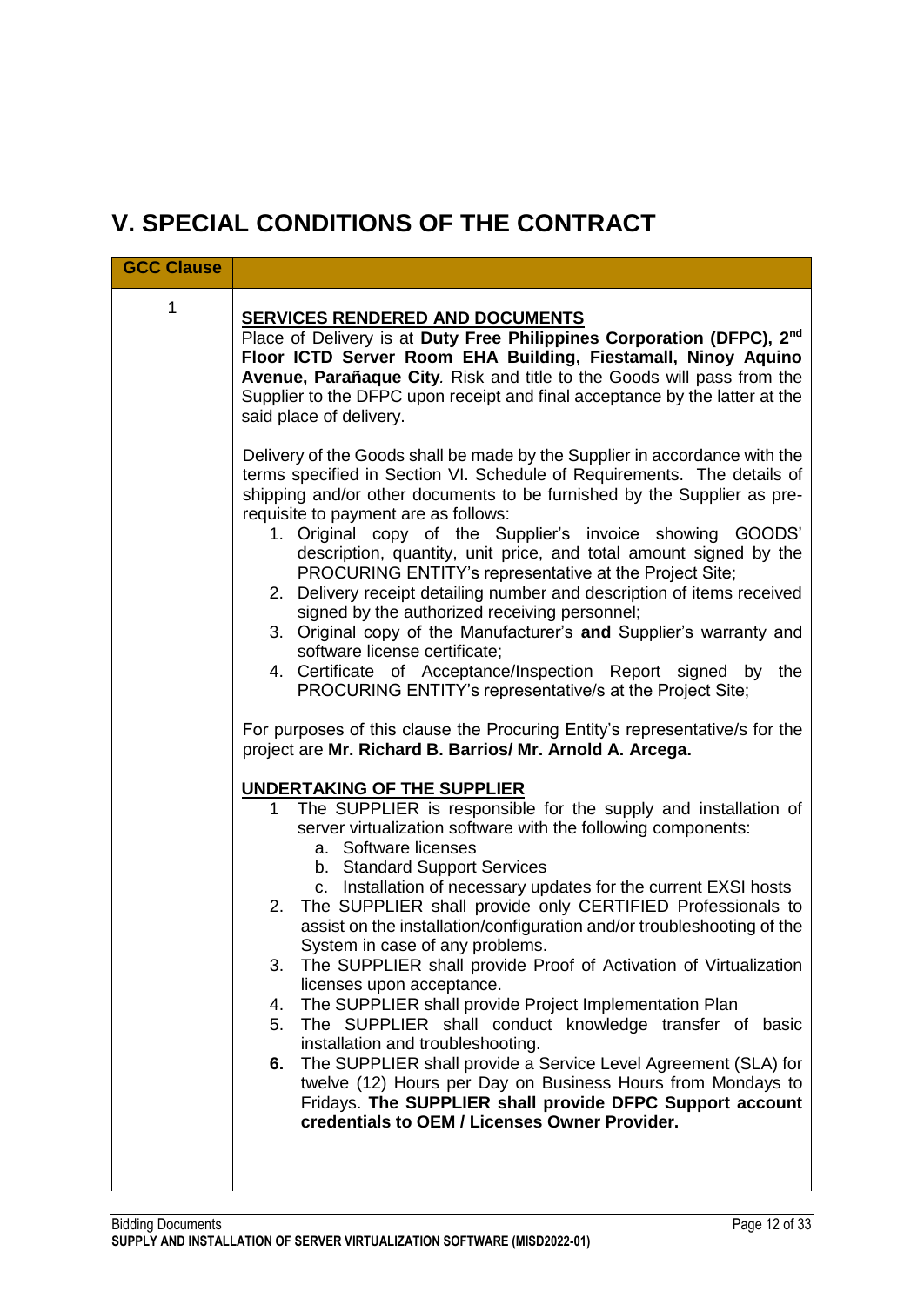# V. SPECIAL CONDITIONS OF THE CONTRACT

| GCC Clause | |
|---|---|
| 1 | **SERVICES RENDERED AND DOCUMENTS**<br>Place of Delivery is at **Duty Free Philippines Corporation (DFPC), 2nd Floor ICTD Server Room EHA Building, Fiestamall, Ninoy Aquino Avenue, Parañaque City**. Risk and title to the Goods will pass from the Supplier to the DFPC upon receipt and final acceptance by the latter at the said place of delivery.<br><br>Delivery of the Goods shall be made by the Supplier in accordance with the terms specified in Section VI. Schedule of Requirements. The details of shipping and/or other documents to be furnished by the Supplier as pre-requisite to payment are as follows:<br>1. Original copy of the Supplier's invoice showing GOODS' description, quantity, unit price, and total amount signed by the PROCURING ENTITY's representative at the Project Site;<br>2. Delivery receipt detailing number and description of items received signed by the authorized receiving personnel;<br>3. Original copy of the Manufacturer's **and** Supplier's warranty and software license certificate;<br>4. Certificate of Acceptance/Inspection Report signed by the PROCURING ENTITY's representative/s at the Project Site;<br><br>For purposes of this clause the Procuring Entity's representative/s for the project are **Mr. Richard B. Barrios/ Mr. Arnold A. Arcega.**<br><br>**UNDERTAKING OF THE SUPPLIER**<br>1. The SUPPLIER is responsible for the supply and installation of server virtualization software with the following components:<br>a. Software licenses<br>b. Standard Support Services<br>c. Installation of necessary updates for the current EXSI hosts<br>2. The SUPPLIER shall provide only CERTIFIED Professionals to assist on the installation/configuration and/or troubleshooting of the System in case of any problems.<br>3. The SUPPLIER shall provide Proof of Activation of Virtualization licenses upon acceptance.<br>4. The SUPPLIER shall provide Project Implementation Plan<br>5. The SUPPLIER shall conduct knowledge transfer of basic installation and troubleshooting.<br>**6.** The SUPPLIER shall provide a Service Level Agreement (SLA) for twelve (12) Hours per Day on Business Hours from Mondays to Fridays. **The SUPPLIER shall provide DFPC Support account credentials to OEM / Licenses Owner Provider.** |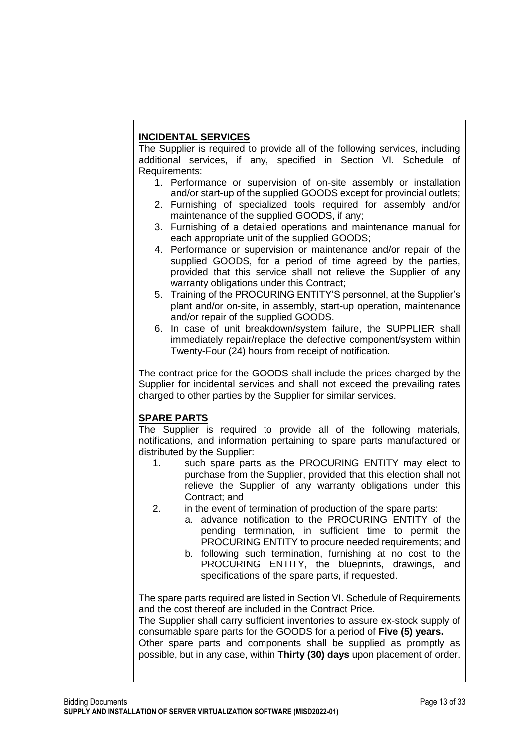**INCIDENTAL SERVICES**

The Supplier is required to provide all of the following services, including additional services, if any, specified in Section VI. Schedule of Requirements:

1. Performance or supervision of on-site assembly or installation and/or start-up of the supplied GOODS except for provincial outlets;
2. Furnishing of specialized tools required for assembly and/or maintenance of the supplied GOODS, if any;
3. Furnishing of a detailed operations and maintenance manual for each appropriate unit of the supplied GOODS;
4. Performance or supervision or maintenance and/or repair of the supplied GOODS, for a period of time agreed by the parties, provided that this service shall not relieve the Supplier of any warranty obligations under this Contract;
5. Training of the PROCURING ENTITY'S personnel, at the Supplier's plant and/or on-site, in assembly, start-up operation, maintenance and/or repair of the supplied GOODS.
6. In case of unit breakdown/system failure, the SUPPLIER shall immediately repair/replace the defective component/system within Twenty-Four (24) hours from receipt of notification.

The contract price for the GOODS shall include the prices charged by the Supplier for incidental services and shall not exceed the prevailing rates charged to other parties by the Supplier for similar services.

**SPARE PARTS**

The Supplier is required to provide all of the following materials, notifications, and information pertaining to spare parts manufactured or distributed by the Supplier:

1. such spare parts as the PROCURING ENTITY may elect to purchase from the Supplier, provided that this election shall not relieve the Supplier of any warranty obligations under this Contract; and
2. in the event of termination of production of the spare parts:
   a. advance notification to the PROCURING ENTITY of the pending termination, in sufficient time to permit the PROCURING ENTITY to procure needed requirements; and
   b. following such termination, furnishing at no cost to the PROCURING ENTITY, the blueprints, drawings, and specifications of the spare parts, if requested.

The spare parts required are listed in Section VI. Schedule of Requirements and the cost thereof are included in the Contract Price.

The Supplier shall carry sufficient inventories to assure ex-stock supply of consumable spare parts for the GOODS for a period of **Five (5) years.**

Other spare parts and components shall be supplied as promptly as possible, but in any case, within **Thirty (30) days** upon placement of order.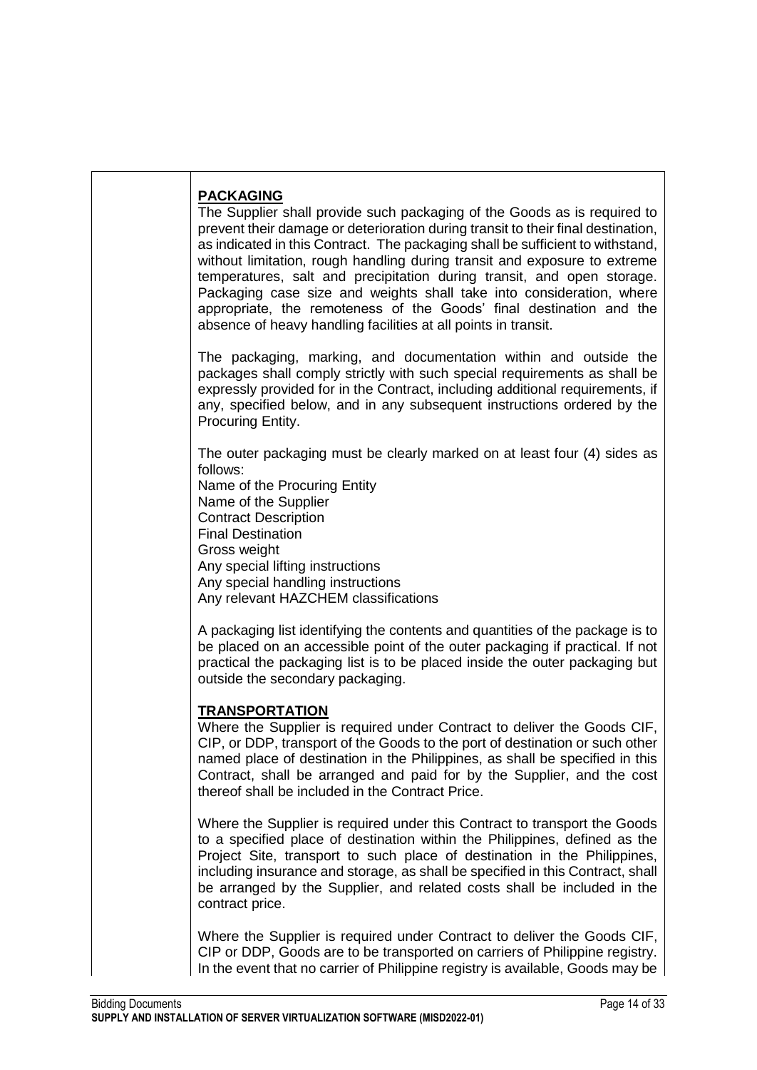**PACKAGING**

The Supplier shall provide such packaging of the Goods as is required to prevent their damage or deterioration during transit to their final destination, as indicated in this Contract. The packaging shall be sufficient to withstand, without limitation, rough handling during transit and exposure to extreme temperatures, salt and precipitation during transit, and open storage. Packaging case size and weights shall take into consideration, where appropriate, the remoteness of the Goods' final destination and the absence of heavy handling facilities at all points in transit.

The packaging, marking, and documentation within and outside the packages shall comply strictly with such special requirements as shall be expressly provided for in the Contract, including additional requirements, if any, specified below, and in any subsequent instructions ordered by the Procuring Entity.

The outer packaging must be clearly marked on at least four (4) sides as follows:

Name of the Procuring Entity
Name of the Supplier
Contract Description
Final Destination
Gross weight
Any special lifting instructions
Any special handling instructions
Any relevant HAZCHEM classifications

A packaging list identifying the contents and quantities of the package is to be placed on an accessible point of the outer packaging if practical. If not practical the packaging list is to be placed inside the outer packaging but outside the secondary packaging.

**TRANSPORTATION**

Where the Supplier is required under Contract to deliver the Goods CIF, CIP, or DDP, transport of the Goods to the port of destination or such other named place of destination in the Philippines, as shall be specified in this Contract, shall be arranged and paid for by the Supplier, and the cost thereof shall be included in the Contract Price.

Where the Supplier is required under this Contract to transport the Goods to a specified place of destination within the Philippines, defined as the Project Site, transport to such place of destination in the Philippines, including insurance and storage, as shall be specified in this Contract, shall be arranged by the Supplier, and related costs shall be included in the contract price.

Where the Supplier is required under Contract to deliver the Goods CIF, CIP or DDP, Goods are to be transported on carriers of Philippine registry. In the event that no carrier of Philippine registry is available, Goods may be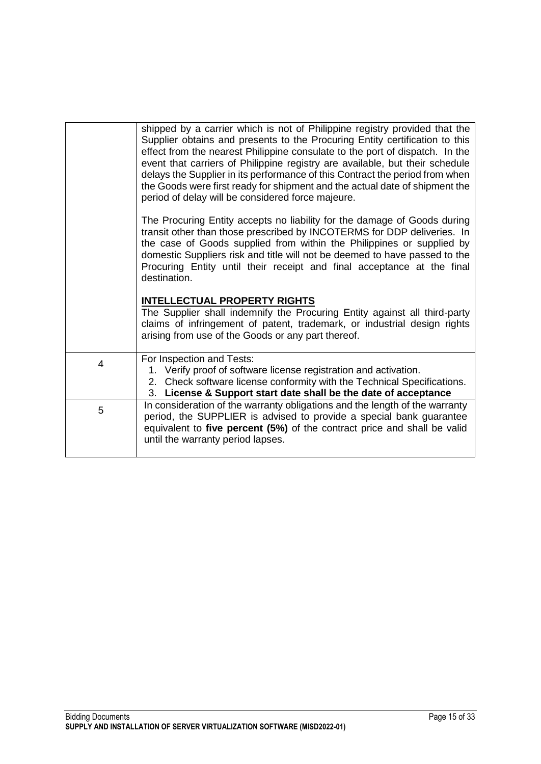| | |
|---|---|
| | shipped by a carrier which is not of Philippine registry provided that the Supplier obtains and presents to the Procuring Entity certification to this effect from the nearest Philippine consulate to the port of dispatch. In the event that carriers of Philippine registry are available, but their schedule delays the Supplier in its performance of this Contract the period from when the Goods were first ready for shipment and the actual date of shipment the period of delay will be considered force majeure.<br><br>The Procuring Entity accepts no liability for the damage of Goods during transit other than those prescribed by INCOTERMS for DDP deliveries. In the case of Goods supplied from within the Philippines or supplied by domestic Suppliers risk and title will not be deemed to have passed to the Procuring Entity until their receipt and final acceptance at the final destination.<br><br>**INTELLECTUAL PROPERTY RIGHTS**<br>The Supplier shall indemnify the Procuring Entity against all third-party claims of infringement of patent, trademark, or industrial design rights arising from use of the Goods or any part thereof. |
| 4 | For Inspection and Tests:<br>1. Verify proof of software license registration and activation.<br>2. Check software license conformity with the Technical Specifications.<br>3. **License & Support start date shall be the date of acceptance** |
| 5 | In consideration of the warranty obligations and the length of the warranty period, the SUPPLIER is advised to provide a special bank guarantee equivalent to **five percent (5%)** of the contract price and shall be valid until the warranty period lapses. |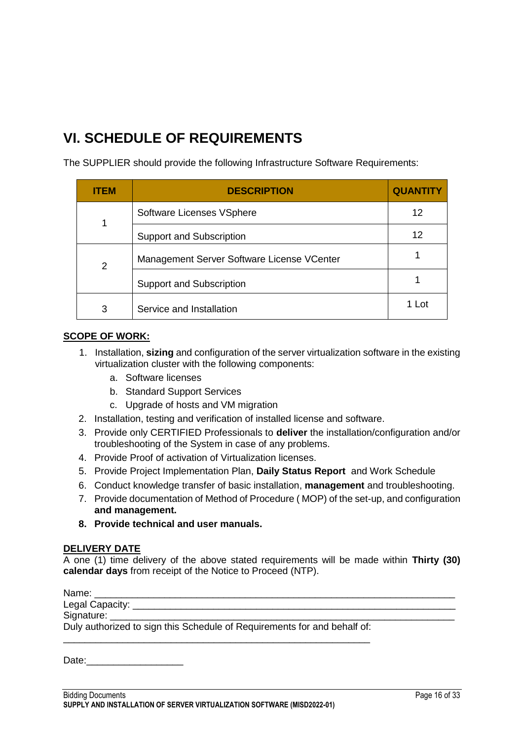# VI. SCHEDULE OF REQUIREMENTS

The SUPPLIER should provide the following Infrastructure Software Requirements:

| ITEM | DESCRIPTION | QUANTITY |
|---|---|---|
| 1 | Software Licenses VSphere | 12 |
| | Support and Subscription | 12 |
| 2 | Management Server Software License VCenter | 1 |
| | Support and Subscription | 1 |
| 3 | Service and Installation | 1 Lot |

**SCOPE OF WORK:**

1. Installation, **sizing** and configuration of the server virtualization software in the existing virtualization cluster with the following components:
   a. Software licenses
   b. Standard Support Services
   c. Upgrade of hosts and VM migration
2. Installation, testing and verification of installed license and software.
3. Provide only CERTIFIED Professionals to **deliver** the installation/configuration and/or troubleshooting of the System in case of any problems.
4. Provide Proof of activation of Virtualization licenses.
5. Provide Project Implementation Plan, **Daily Status Report** and Work Schedule
6. Conduct knowledge transfer of basic installation, **management** and troubleshooting.
7. Provide documentation of Method of Procedure ( MOP) of the set-up, and configuration **and management.**
8. **Provide technical and user manuals.**

**DELIVERY DATE**

A one (1) time delivery of the above stated requirements will be made within **Thirty (30) calendar days** from receipt of the Notice to Proceed (NTP).

Name: ______________________________________________________________

Legal Capacity: _______________________________________________________

Signature: ___________________________________________________________

Duly authorized to sign this Schedule of Requirements for and behalf of:

_____________________________________________________

Date:__________________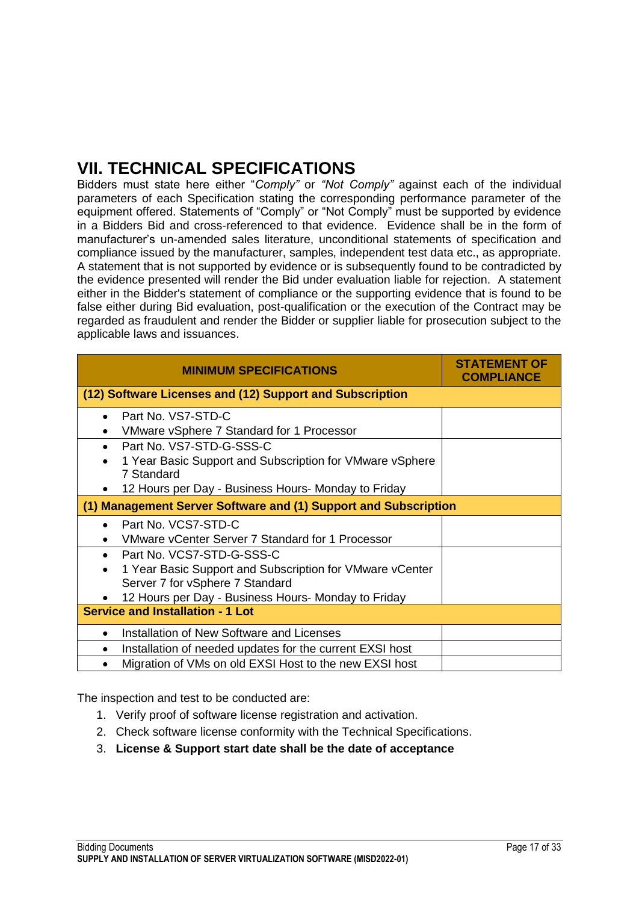# VII. TECHNICAL SPECIFICATIONS

Bidders must state here either "*Comply"* or *"Not Comply"* against each of the individual parameters of each Specification stating the corresponding performance parameter of the equipment offered. Statements of "Comply" or "Not Comply" must be supported by evidence in a Bidders Bid and cross-referenced to that evidence. Evidence shall be in the form of manufacturer's un-amended sales literature, unconditional statements of specification and compliance issued by the manufacturer, samples, independent test data etc., as appropriate. A statement that is not supported by evidence or is subsequently found to be contradicted by the evidence presented will render the Bid under evaluation liable for rejection. A statement either in the Bidder's statement of compliance or the supporting evidence that is found to be false either during Bid evaluation, post-qualification or the execution of the Contract may be regarded as fraudulent and render the Bidder or supplier liable for prosecution subject to the applicable laws and issuances.

| MINIMUM SPECIFICATIONS | STATEMENT OF COMPLIANCE |
|---|---|
| **(12) Software Licenses and (12) Support and Subscription** | |
| • Part No. VS7-STD-C<br>• VMware vSphere 7 Standard for 1 Processor | |
| • Part No. VS7-STD-G-SSS-C<br>• 1 Year Basic Support and Subscription for VMware vSphere 7 Standard<br>• 12 Hours per Day - Business Hours- Monday to Friday | |
| **(1) Management Server Software and (1) Support and Subscription** | |
| • Part No. VCS7-STD-C<br>• VMware vCenter Server 7 Standard for 1 Processor | |
| • Part No. VCS7-STD-G-SSS-C<br>• 1 Year Basic Support and Subscription for VMware vCenter Server 7 for vSphere 7 Standard<br>• 12 Hours per Day - Business Hours- Monday to Friday | |
| **Service and Installation - 1 Lot** | |
| • Installation of New Software and Licenses | |
| • Installation of needed updates for the current EXSI host | |
| • Migration of VMs on old EXSI Host to the new EXSI host | |

The inspection and test to be conducted are:

1. Verify proof of software license registration and activation.
2. Check software license conformity with the Technical Specifications.
3. **License & Support start date shall be the date of acceptance**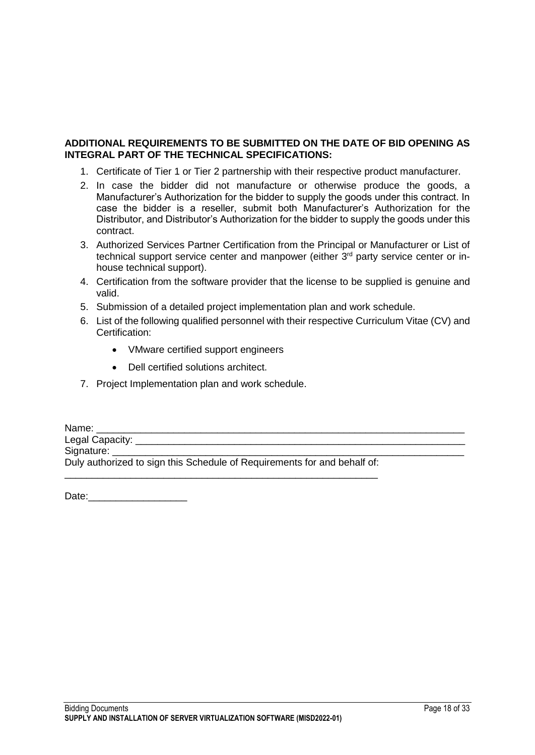**ADDITIONAL REQUIREMENTS TO BE SUBMITTED ON THE DATE OF BID OPENING AS INTEGRAL PART OF THE TECHNICAL SPECIFICATIONS:**

1. Certificate of Tier 1 or Tier 2 partnership with their respective product manufacturer.
2. In case the bidder did not manufacture or otherwise produce the goods, a Manufacturer's Authorization for the bidder to supply the goods under this contract. In case the bidder is a reseller, submit both Manufacturer's Authorization for the Distributor, and Distributor's Authorization for the bidder to supply the goods under this contract.
3. Authorized Services Partner Certification from the Principal or Manufacturer or List of technical support service center and manpower (either 3rd party service center or in-house technical support).
4. Certification from the software provider that the license to be supplied is genuine and valid.
5. Submission of a detailed project implementation plan and work schedule.
6. List of the following qualified personnel with their respective Curriculum Vitae (CV) and Certification:
   - VMware certified support engineers
   - Dell certified solutions architect.
7. Project Implementation plan and work schedule.

Name: ______________________________________________________________________

Legal Capacity: ______________________________________________________________

Signature: __________________________________________________________________

Duly authorized to sign this Schedule of Requirements for and behalf of:

_____________________________________________________________

Date:__________________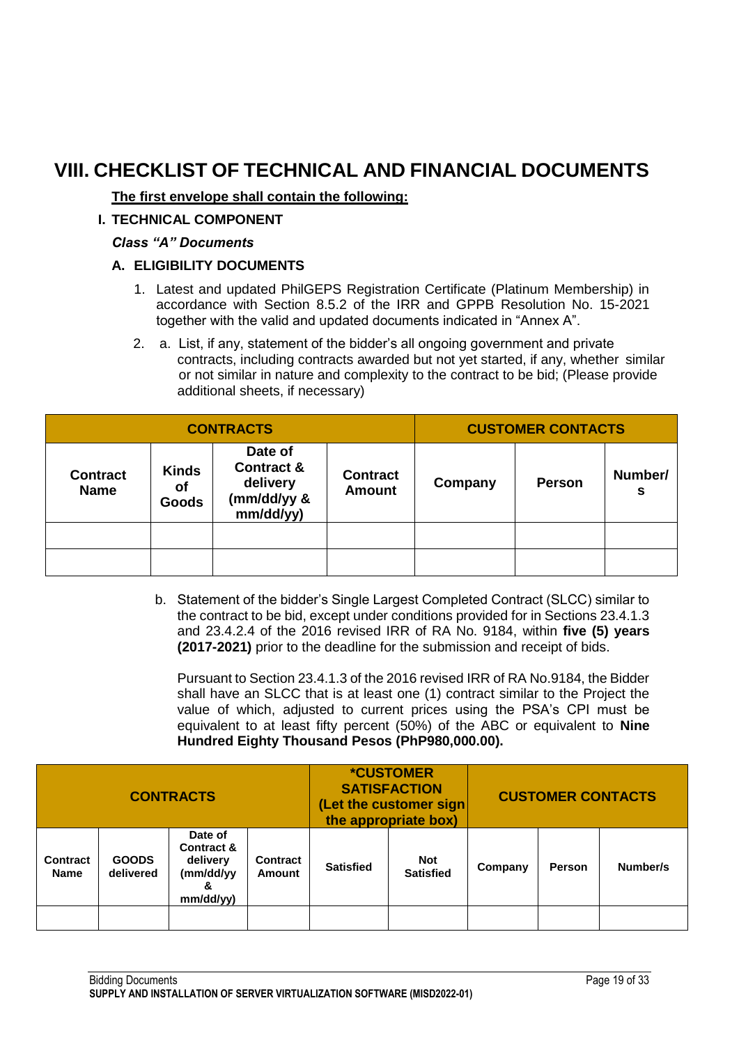# VIII. CHECKLIST OF TECHNICAL AND FINANCIAL DOCUMENTS

**The first envelope shall contain the following:**

**I. TECHNICAL COMPONENT**

***Class "A" Documents***

**A. ELIGIBILITY DOCUMENTS**

1. Latest and updated PhilGEPS Registration Certificate (Platinum Membership) in accordance with Section 8.5.2 of the IRR and GPPB Resolution No. 15-2021 together with the valid and updated documents indicated in "Annex A".

2. a. List, if any, statement of the bidder's all ongoing government and private contracts, including contracts awarded but not yet started, if any, whether similar or not similar in nature and complexity to the contract to be bid; (Please provide additional sheets, if necessary)

| CONTRACTS | | | | CUSTOMER CONTACTS | | |
|---|---|---|---|---|---|---|
| Contract Name | Kinds of Goods | Date of Contract & delivery (mm/dd/yy & mm/dd/yy) | Contract Amount | Company | Person | Number/s |
| | | | | | | |
| | | | | | | |

b. Statement of the bidder's Single Largest Completed Contract (SLCC) similar to the contract to be bid, except under conditions provided for in Sections 23.4.1.3 and 23.4.2.4 of the 2016 revised IRR of RA No. 9184, within **five (5) years (2017-2021)** prior to the deadline for the submission and receipt of bids.

Pursuant to Section 23.4.1.3 of the 2016 revised IRR of RA No.9184, the Bidder shall have an SLCC that is at least one (1) contract similar to the Project the value of which, adjusted to current prices using the PSA's CPI must be equivalent to at least fifty percent (50%) of the ABC or equivalent to **Nine Hundred Eighty Thousand Pesos (PhP980,000.00).**

| CONTRACTS | | | | *CUSTOMER SATISFACTION (Let the customer sign the appropriate box) | | CUSTOMER CONTACTS | | |
|---|---|---|---|---|---|---|---|---|
| Contract Name | GOODS delivered | Date of Contract & delivery (mm/dd/yy & mm/dd/yy) | Contract Amount | Satisfied | Not Satisfied | Company | Person | Number/s |
| | | | | | | | | |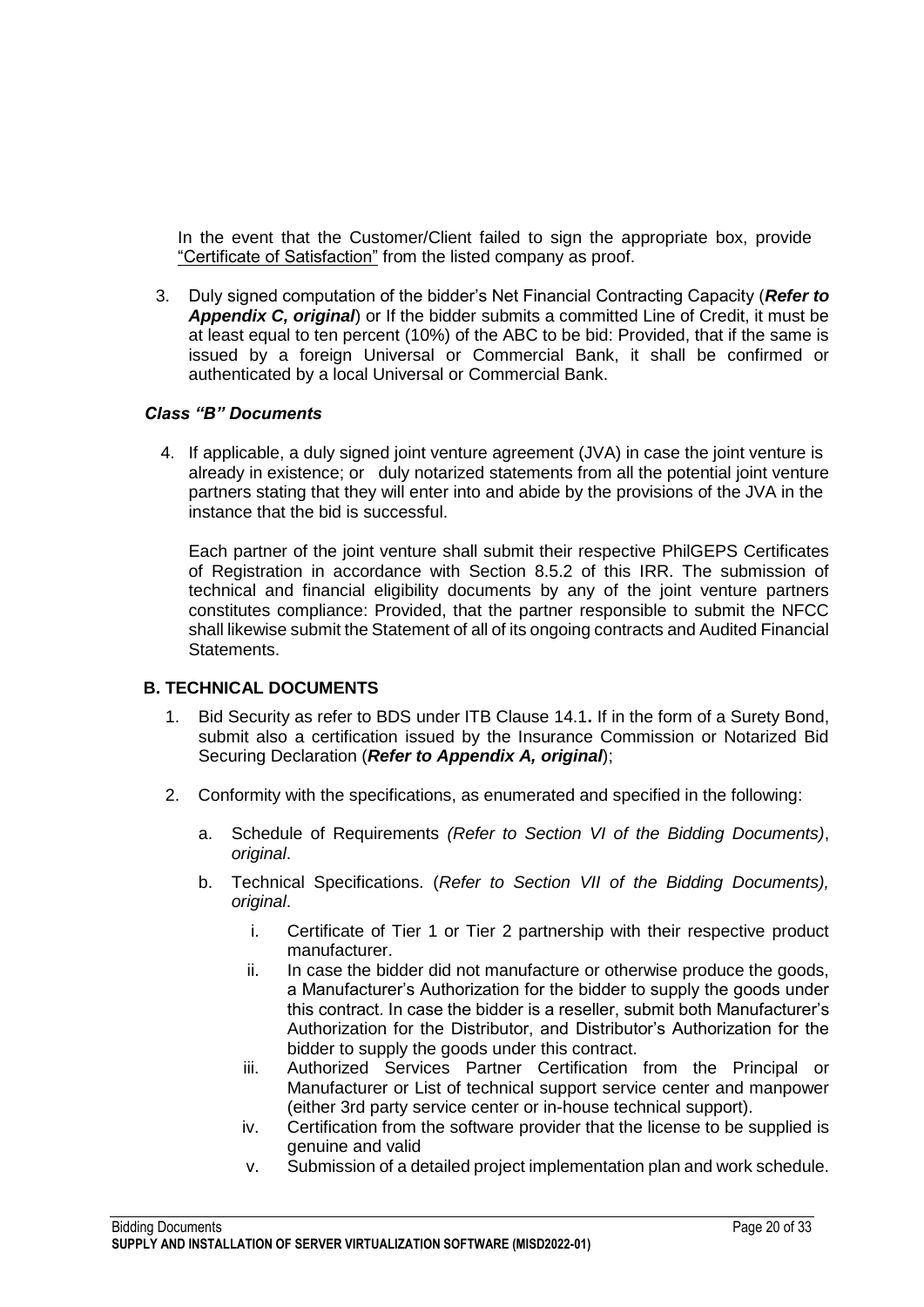In the event that the Customer/Client failed to sign the appropriate box, provide "Certificate of Satisfaction" from the listed company as proof.

3. Duly signed computation of the bidder's Net Financial Contracting Capacity (***Refer to Appendix C, original***) or If the bidder submits a committed Line of Credit, it must be at least equal to ten percent (10%) of the ABC to be bid: Provided, that if the same is issued by a foreign Universal or Commercial Bank, it shall be confirmed or authenticated by a local Universal or Commercial Bank.

***Class "B" Documents***

4. If applicable, a duly signed joint venture agreement (JVA) in case the joint venture is already in existence; or duly notarized statements from all the potential joint venture partners stating that they will enter into and abide by the provisions of the JVA in the instance that the bid is successful.

   Each partner of the joint venture shall submit their respective PhilGEPS Certificates of Registration in accordance with Section 8.5.2 of this IRR. The submission of technical and financial eligibility documents by any of the joint venture partners constitutes compliance: Provided, that the partner responsible to submit the NFCC shall likewise submit the Statement of all of its ongoing contracts and Audited Financial Statements.

**B. TECHNICAL DOCUMENTS**

1. Bid Security as refer to BDS under ITB Clause 14.1**.** If in the form of a Surety Bond, submit also a certification issued by the Insurance Commission or Notarized Bid Securing Declaration (***Refer to Appendix A, original***);

2. Conformity with the specifications, as enumerated and specified in the following:

   a. Schedule of Requirements *(Refer to Section VI of the Bidding Documents)*, *original*.

   b. Technical Specifications. (*Refer to Section VII of the Bidding Documents), original*.

      i. Certificate of Tier 1 or Tier 2 partnership with their respective product manufacturer.

      ii. In case the bidder did not manufacture or otherwise produce the goods, a Manufacturer's Authorization for the bidder to supply the goods under this contract. In case the bidder is a reseller, submit both Manufacturer's Authorization for the Distributor, and Distributor's Authorization for the bidder to supply the goods under this contract.

      iii. Authorized Services Partner Certification from the Principal or Manufacturer or List of technical support service center and manpower (either 3rd party service center or in-house technical support).

      iv. Certification from the software provider that the license to be supplied is genuine and valid

      v. Submission of a detailed project implementation plan and work schedule.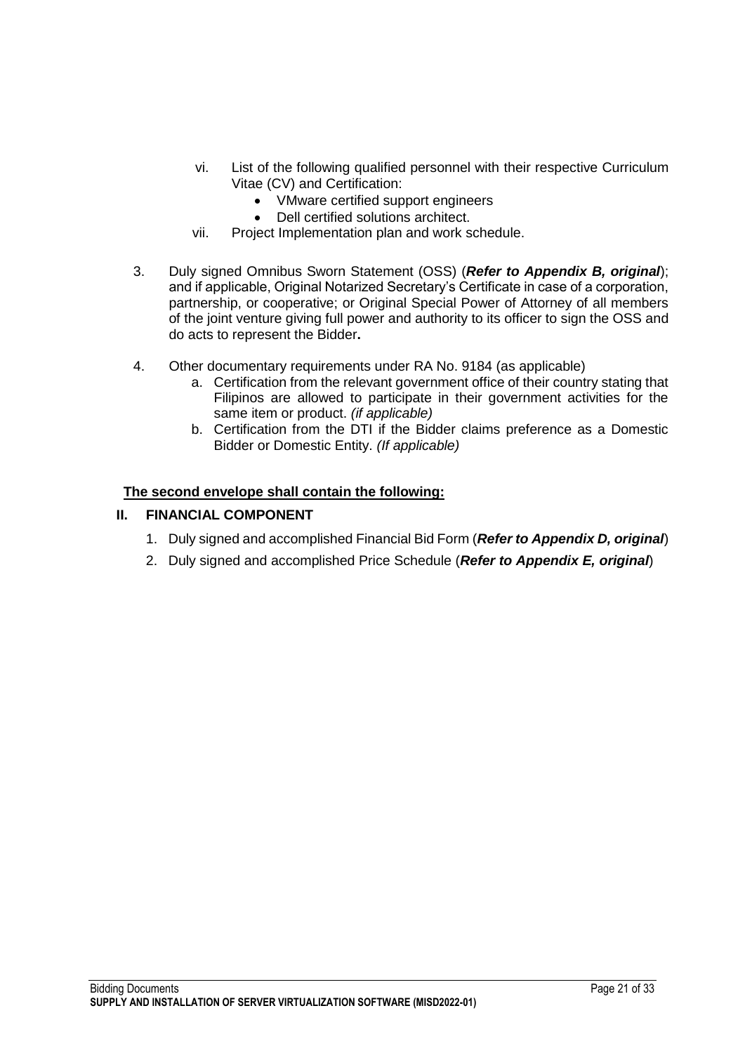vi. List of the following qualified personnel with their respective Curriculum Vitae (CV) and Certification:
   - VMware certified support engineers
   - Dell certified solutions architect.

vii. Project Implementation plan and work schedule.

3. Duly signed Omnibus Sworn Statement (OSS) (***Refer to Appendix B, original***); and if applicable, Original Notarized Secretary's Certificate in case of a corporation, partnership, or cooperative; or Original Special Power of Attorney of all members of the joint venture giving full power and authority to its officer to sign the OSS and do acts to represent the Bidder**.**

4. Other documentary requirements under RA No. 9184 (as applicable)
   a. Certification from the relevant government office of their country stating that Filipinos are allowed to participate in their government activities for the same item or product. *(if applicable)*
   b. Certification from the DTI if the Bidder claims preference as a Domestic Bidder or Domestic Entity. *(If applicable)*

**The second envelope shall contain the following:**

**II. FINANCIAL COMPONENT**

1. Duly signed and accomplished Financial Bid Form (***Refer to Appendix D, original***)
2. Duly signed and accomplished Price Schedule (***Refer to Appendix E, original***)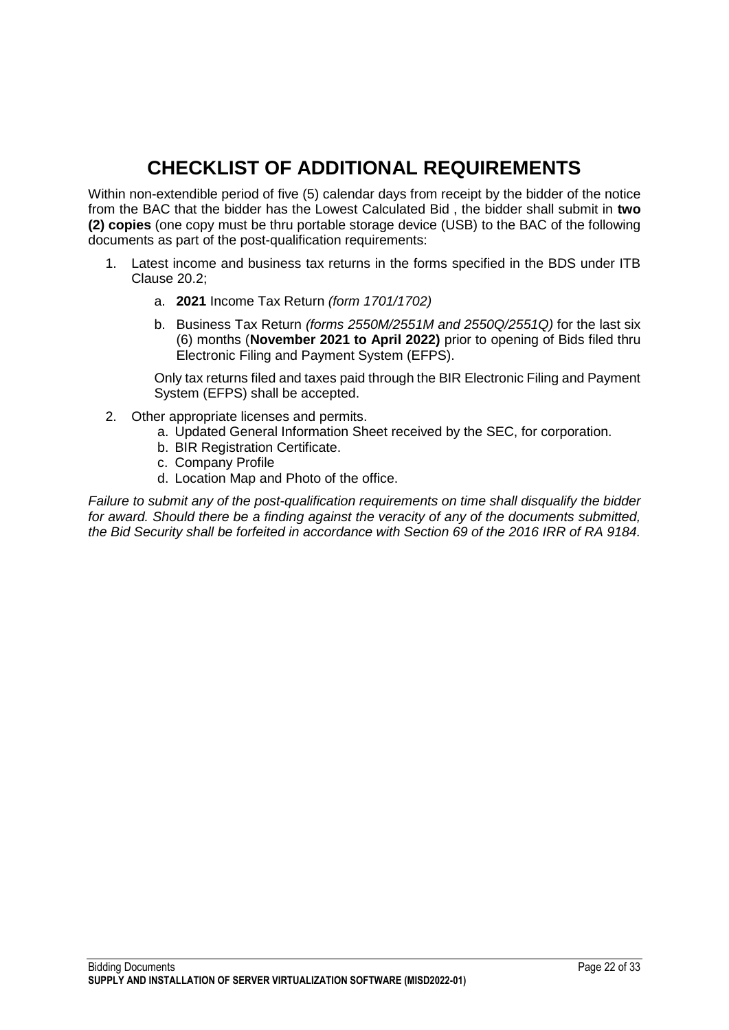# CHECKLIST OF ADDITIONAL REQUIREMENTS

Within non-extendible period of five (5) calendar days from receipt by the bidder of the notice from the BAC that the bidder has the Lowest Calculated Bid , the bidder shall submit in **two (2) copies** (one copy must be thru portable storage device (USB) to the BAC of the following documents as part of the post-qualification requirements:

1. Latest income and business tax returns in the forms specified in the BDS under ITB Clause 20.2;

   a. **2021** Income Tax Return *(form 1701/1702)*

   b. Business Tax Return *(forms 2550M/2551M and 2550Q/2551Q)* for the last six (6) months (**November 2021 to April 2022)** prior to opening of Bids filed thru Electronic Filing and Payment System (EFPS).

   Only tax returns filed and taxes paid through the BIR Electronic Filing and Payment System (EFPS) shall be accepted.

2. Other appropriate licenses and permits.

   a. Updated General Information Sheet received by the SEC, for corporation.

   b. BIR Registration Certificate.

   c. Company Profile

   d. Location Map and Photo of the office.

*Failure to submit any of the post-qualification requirements on time shall disqualify the bidder for award. Should there be a finding against the veracity of any of the documents submitted, the Bid Security shall be forfeited in accordance with Section 69 of the 2016 IRR of RA 9184.*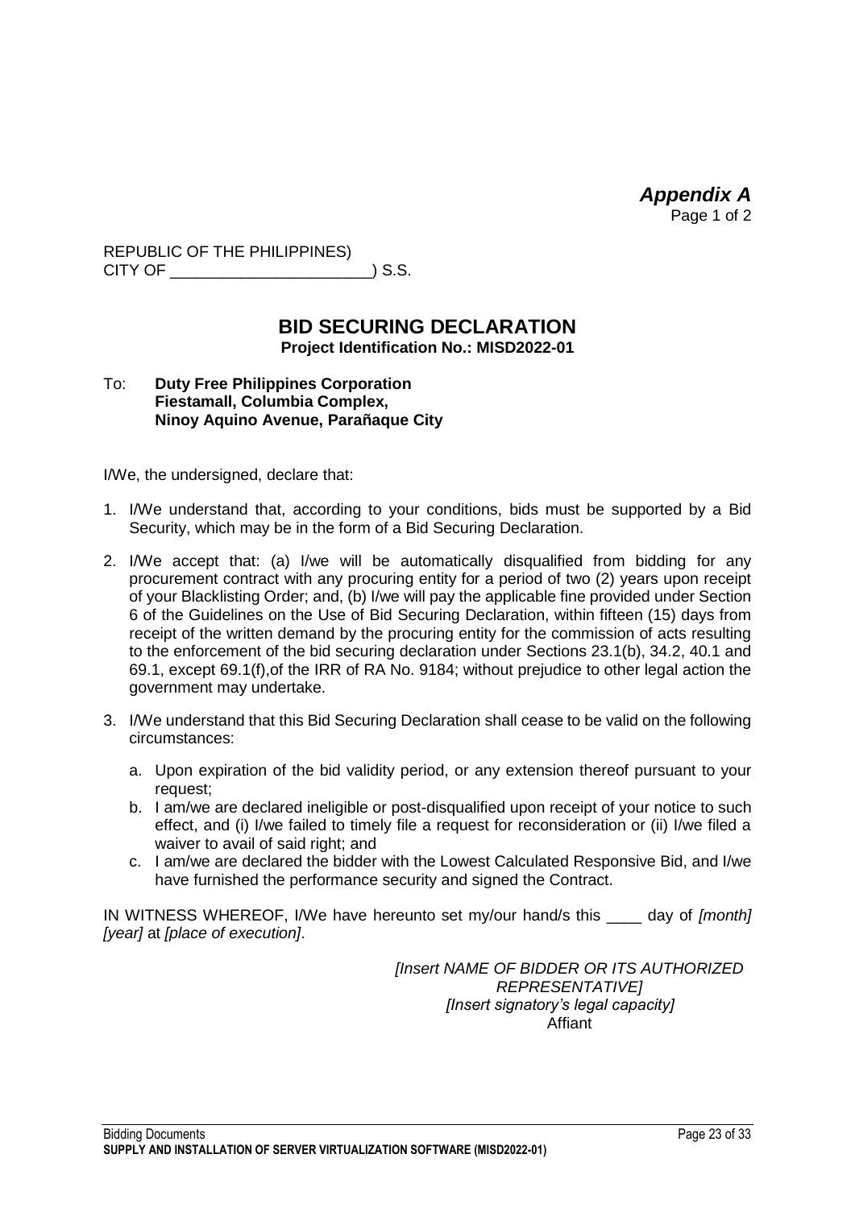*Appendix A*
Page 1 of 2

REPUBLIC OF THE PHILIPPINES)
CITY OF _______________________) S.S.

## BID SECURING DECLARATION

**Project Identification No.: MISD2022-01**

To: **Duty Free Philippines Corporation**
**Fiestamall, Columbia Complex,**
**Ninoy Aquino Avenue, Parañaque City**

I/We, the undersigned, declare that:

1. I/We understand that, according to your conditions, bids must be supported by a Bid Security, which may be in the form of a Bid Securing Declaration.
2. I/We accept that: (a) I/we will be automatically disqualified from bidding for any procurement contract with any procuring entity for a period of two (2) years upon receipt of your Blacklisting Order; and, (b) I/we will pay the applicable fine provided under Section 6 of the Guidelines on the Use of Bid Securing Declaration, within fifteen (15) days from receipt of the written demand by the procuring entity for the commission of acts resulting to the enforcement of the bid securing declaration under Sections 23.1(b), 34.2, 40.1 and 69.1, except 69.1(f),of the IRR of RA No. 9184; without prejudice to other legal action the government may undertake.
3. I/We understand that this Bid Securing Declaration shall cease to be valid on the following circumstances:
   a. Upon expiration of the bid validity period, or any extension thereof pursuant to your request;
   b. I am/we are declared ineligible or post-disqualified upon receipt of your notice to such effect, and (i) I/we failed to timely file a request for reconsideration or (ii) I/we filed a waiver to avail of said right; and
   c. I am/we are declared the bidder with the Lowest Calculated Responsive Bid, and I/we have furnished the performance security and signed the Contract.

IN WITNESS WHEREOF, I/We have hereunto set my/our hand/s this ____ day of *[month] [year]* at *[place of execution]*.

*[Insert NAME OF BIDDER OR ITS AUTHORIZED REPRESENTATIVE]*
*[Insert signatory's legal capacity]*
Affiant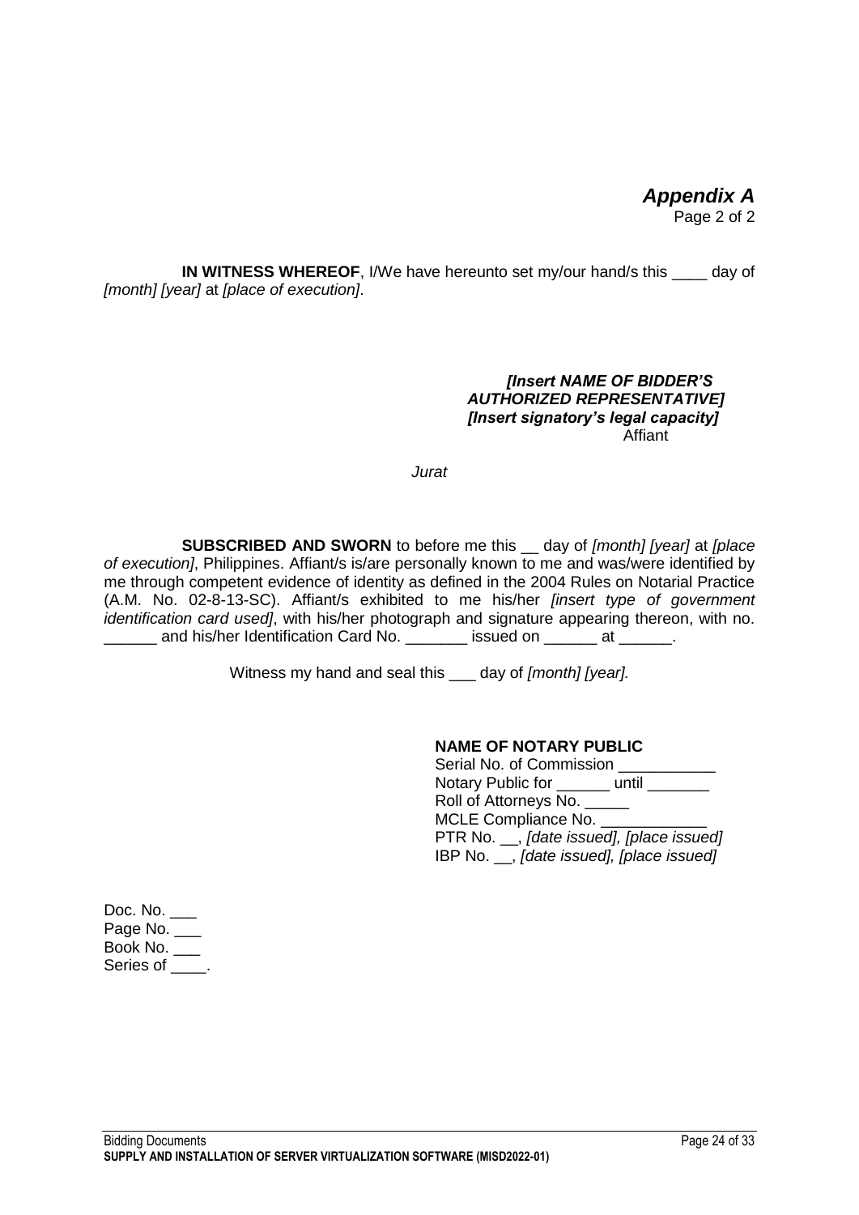# *Appendix A*

Page 2 of 2

**IN WITNESS WHEREOF**, I/We have hereunto set my/our hand/s this ____ day of *[month] [year]* at *[place of execution]*.

***[Insert NAME OF BIDDER'S AUTHORIZED REPRESENTATIVE]***
***[Insert signatory's legal capacity]***
Affiant

*Jurat*

**SUBSCRIBED AND SWORN** to before me this __ day of *[month] [year]* at *[place of execution]*, Philippines. Affiant/s is/are personally known to me and was/were identified by me through competent evidence of identity as defined in the 2004 Rules on Notarial Practice (A.M. No. 02-8-13-SC). Affiant/s exhibited to me his/her *[insert type of government identification card used]*, with his/her photograph and signature appearing thereon, with no. ______ and his/her Identification Card No. _______ issued on ______ at ______.

Witness my hand and seal this ___ day of *[month] [year].*

**NAME OF NOTARY PUBLIC**
Serial No. of Commission ___________
Notary Public for ______ until _______
Roll of Attorneys No. _____
MCLE Compliance No. ____________
PTR No. __, *[date issued], [place issued]*
IBP No. __, *[date issued], [place issued]*

Doc. No. ___
Page No. ___
Book No. ___
Series of ____.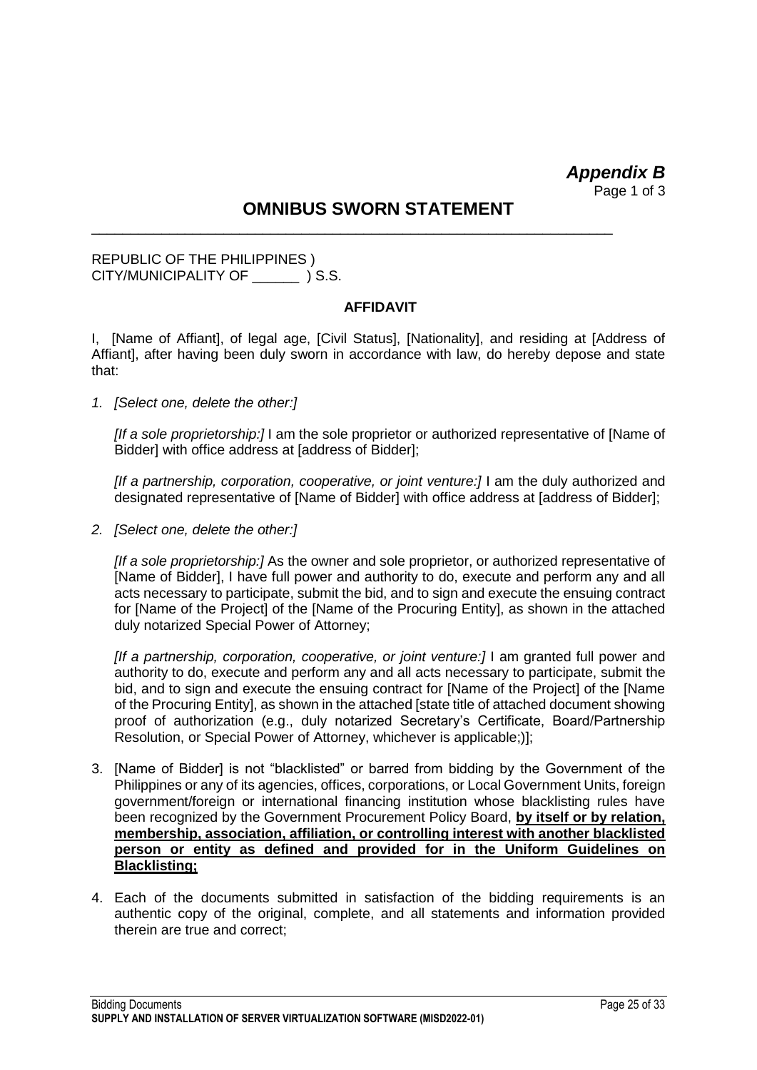***Appendix B***
Page 1 of 3

# OMNIBUS SWORN STATEMENT

REPUBLIC OF THE PHILIPPINES )
CITY/MUNICIPALITY OF ______ ) S.S.

**AFFIDAVIT**

I, [Name of Affiant], of legal age, [Civil Status], [Nationality], and residing at [Address of Affiant], after having been duly sworn in accordance with law, do hereby depose and state that:

1. *[Select one, delete the other:]*

   *[If a sole proprietorship:]* I am the sole proprietor or authorized representative of [Name of Bidder] with office address at [address of Bidder];

   *[If a partnership, corporation, cooperative, or joint venture:]* I am the duly authorized and designated representative of [Name of Bidder] with office address at [address of Bidder];

2. *[Select one, delete the other:]*

   *[If a sole proprietorship:]* As the owner and sole proprietor, or authorized representative of [Name of Bidder], I have full power and authority to do, execute and perform any and all acts necessary to participate, submit the bid, and to sign and execute the ensuing contract for [Name of the Project] of the [Name of the Procuring Entity], as shown in the attached duly notarized Special Power of Attorney;

   *[If a partnership, corporation, cooperative, or joint venture:]* I am granted full power and authority to do, execute and perform any and all acts necessary to participate, submit the bid, and to sign and execute the ensuing contract for [Name of the Project] of the [Name of the Procuring Entity], as shown in the attached [state title of attached document showing proof of authorization (e.g., duly notarized Secretary's Certificate, Board/Partnership Resolution, or Special Power of Attorney, whichever is applicable;)];

3. [Name of Bidder] is not "blacklisted" or barred from bidding by the Government of the Philippines or any of its agencies, offices, corporations, or Local Government Units, foreign government/foreign or international financing institution whose blacklisting rules have been recognized by the Government Procurement Policy Board, **by itself or by relation, membership, association, affiliation, or controlling interest with another blacklisted person or entity as defined and provided for in the Uniform Guidelines on Blacklisting;**

4. Each of the documents submitted in satisfaction of the bidding requirements is an authentic copy of the original, complete, and all statements and information provided therein are true and correct;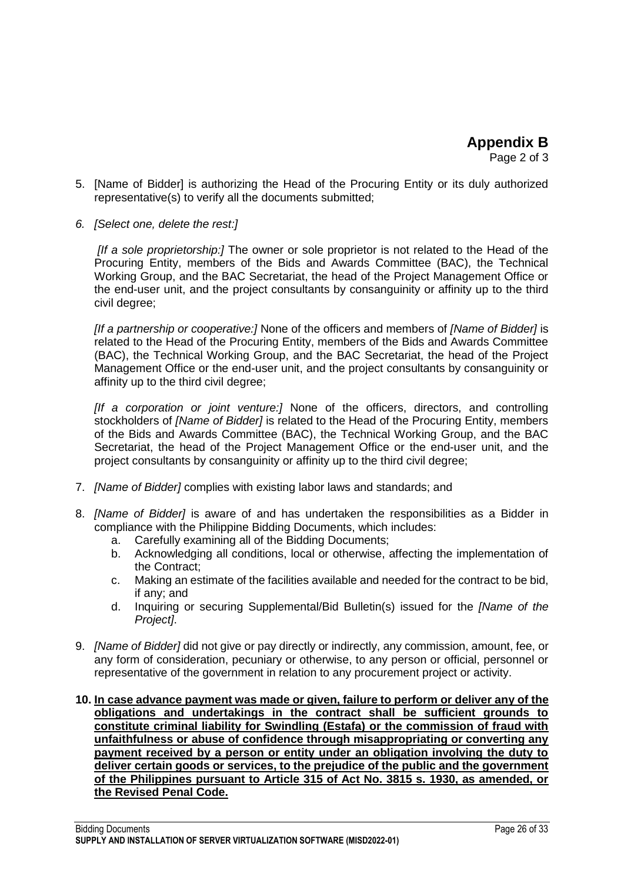# Appendix B

Page 2 of 3

5. [Name of Bidder] is authorizing the Head of the Procuring Entity or its duly authorized representative(s) to verify all the documents submitted;

6. *[Select one, delete the rest:]*

   *[If a sole proprietorship:]* The owner or sole proprietor is not related to the Head of the Procuring Entity, members of the Bids and Awards Committee (BAC), the Technical Working Group, and the BAC Secretariat, the head of the Project Management Office or the end-user unit, and the project consultants by consanguinity or affinity up to the third civil degree;

   *[If a partnership or cooperative:]* None of the officers and members of *[Name of Bidder]* is related to the Head of the Procuring Entity, members of the Bids and Awards Committee (BAC), the Technical Working Group, and the BAC Secretariat, the head of the Project Management Office or the end-user unit, and the project consultants by consanguinity or affinity up to the third civil degree;

   *[If a corporation or joint venture:]* None of the officers, directors, and controlling stockholders of *[Name of Bidder]* is related to the Head of the Procuring Entity, members of the Bids and Awards Committee (BAC), the Technical Working Group, and the BAC Secretariat, the head of the Project Management Office or the end-user unit, and the project consultants by consanguinity or affinity up to the third civil degree;

7. *[Name of Bidder]* complies with existing labor laws and standards; and

8. *[Name of Bidder]* is aware of and has undertaken the responsibilities as a Bidder in compliance with the Philippine Bidding Documents, which includes:
   a. Carefully examining all of the Bidding Documents;
   b. Acknowledging all conditions, local or otherwise, affecting the implementation of the Contract;
   c. Making an estimate of the facilities available and needed for the contract to be bid, if any; and
   d. Inquiring or securing Supplemental/Bid Bulletin(s) issued for the *[Name of the Project]*.

9. *[Name of Bidder]* did not give or pay directly or indirectly, any commission, amount, fee, or any form of consideration, pecuniary or otherwise, to any person or official, personnel or representative of the government in relation to any procurement project or activity.

10. **<u>In case advance payment was made or given, failure to perform or deliver any of the obligations and undertakings in the contract shall be sufficient grounds to constitute criminal liability for Swindling (Estafa) or the commission of fraud with unfaithfulness or abuse of confidence through misappropriating or converting any payment received by a person or entity under an obligation involving the duty to deliver certain goods or services, to the prejudice of the public and the government of the Philippines pursuant to Article 315 of Act No. 3815 s. 1930, as amended, or the Revised Penal Code.</u>**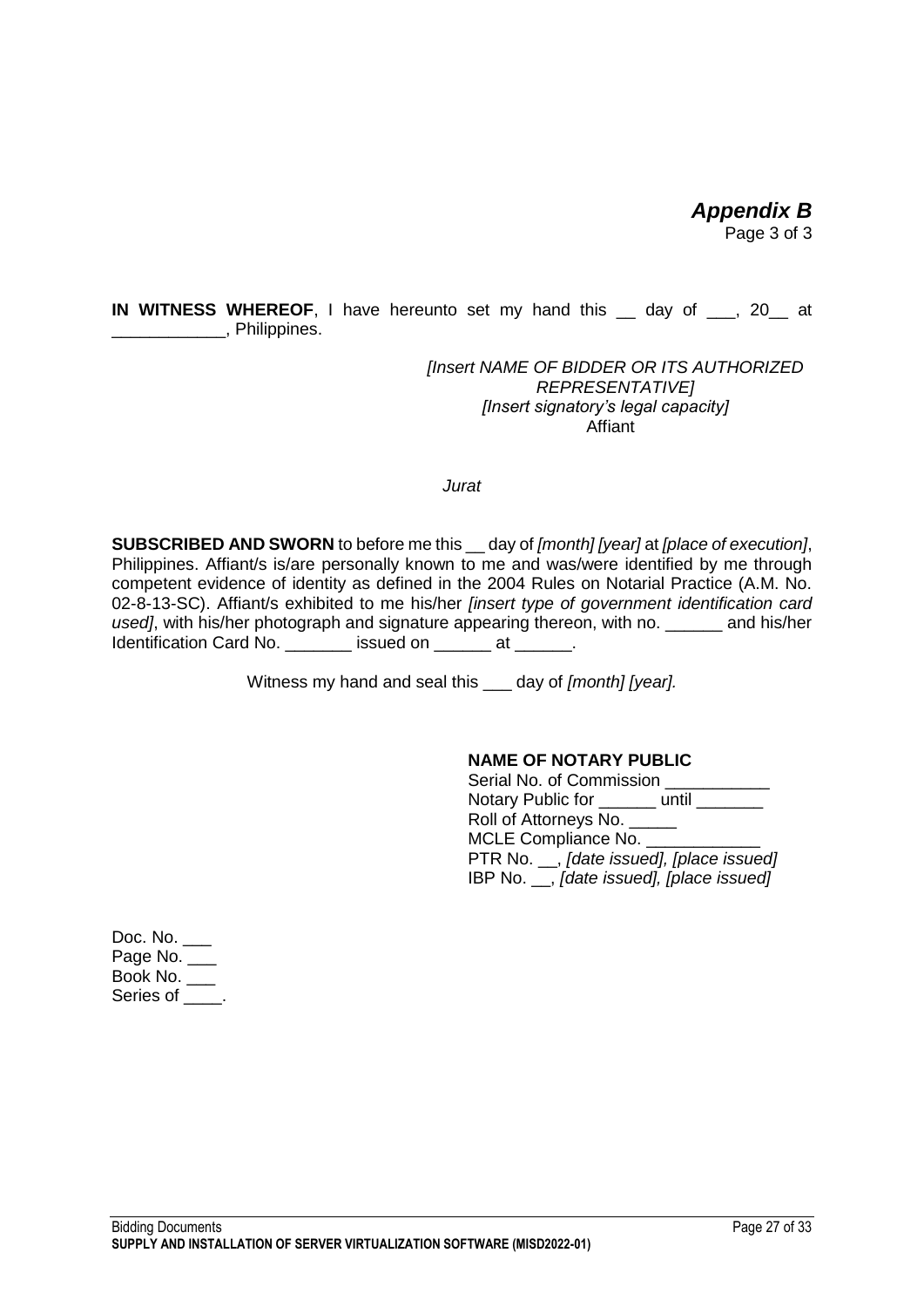***Appendix B***
Page 3 of 3

**IN WITNESS WHEREOF**, I have hereunto set my hand this __ day of ___, 20__ at ____________, Philippines.

*[Insert NAME OF BIDDER OR ITS AUTHORIZED REPRESENTATIVE]*
*[Insert signatory's legal capacity]*
Affiant

*Jurat*

**SUBSCRIBED AND SWORN** to before me this __ day of *[month] [year]* at *[place of execution]*, Philippines. Affiant/s is/are personally known to me and was/were identified by me through competent evidence of identity as defined in the 2004 Rules on Notarial Practice (A.M. No. 02-8-13-SC). Affiant/s exhibited to me his/her *[insert type of government identification card used]*, with his/her photograph and signature appearing thereon, with no. ______ and his/her Identification Card No. _______ issued on ______ at ______.

Witness my hand and seal this ___ day of *[month] [year].*

**NAME OF NOTARY PUBLIC**
Serial No. of Commission ___________
Notary Public for ______ until _______
Roll of Attorneys No. _____
MCLE Compliance No. ____________
PTR No. __, *[date issued], [place issued]*
IBP No. __, *[date issued], [place issued]*

Doc. No. ___
Page No. ___
Book No. ___
Series of ____.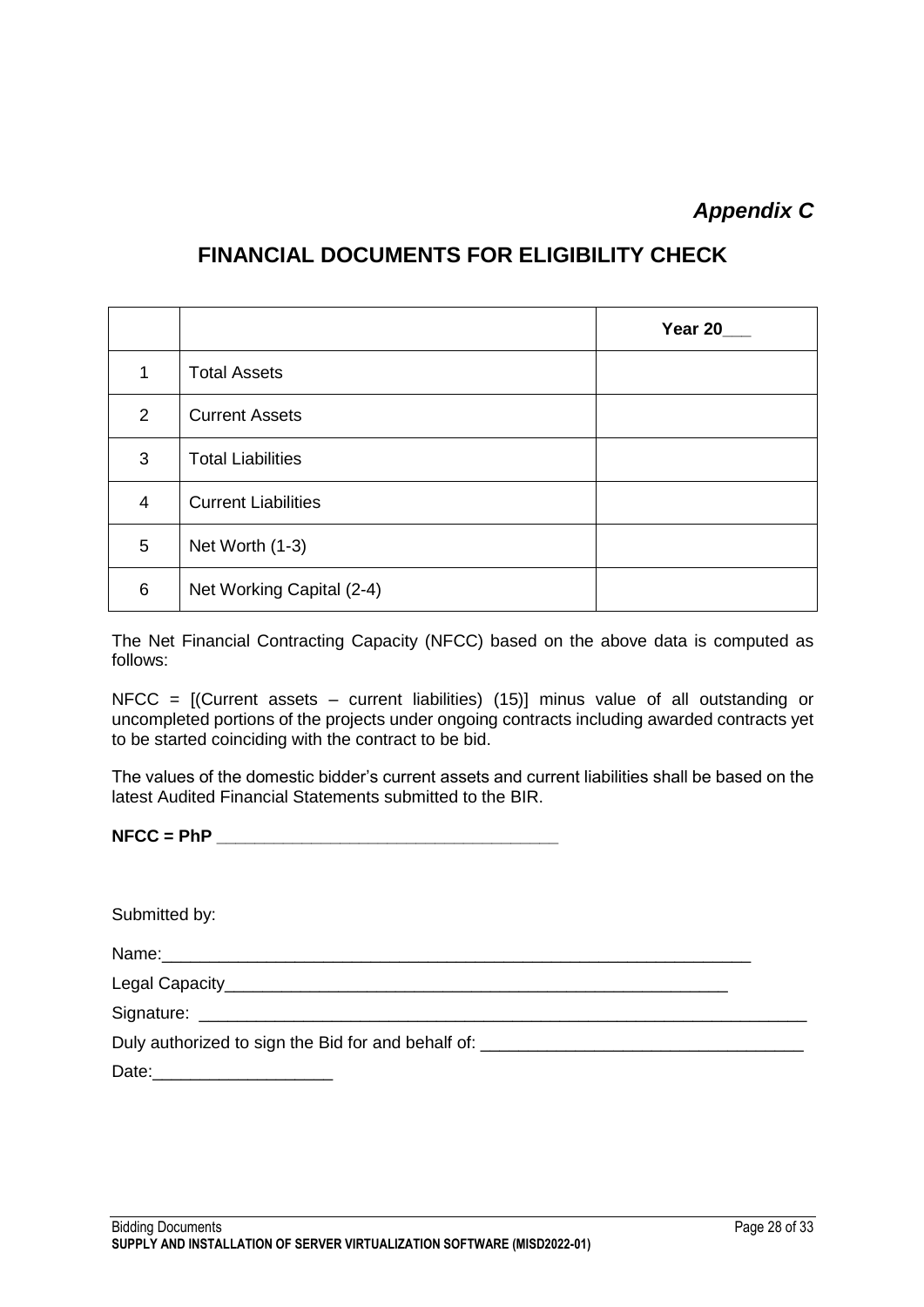*Appendix C*

# FINANCIAL DOCUMENTS FOR ELIGIBILITY CHECK

| | | **Year 20___** |
|---|---|---|
| 1 | Total Assets | |
| 2 | Current Assets | |
| 3 | Total Liabilities | |
| 4 | Current Liabilities | |
| 5 | Net Worth (1-3) | |
| 6 | Net Working Capital (2-4) | |

The Net Financial Contracting Capacity (NFCC) based on the above data is computed as follows:

NFCC = [(Current assets – current liabilities) (15)] minus value of all outstanding or uncompleted portions of the projects under ongoing contracts including awarded contracts yet to be started coinciding with the contract to be bid.

The values of the domestic bidder's current assets and current liabilities shall be based on the latest Audited Financial Statements submitted to the BIR.

**NFCC = PhP \_\_\_\_\_\_\_\_\_\_\_\_\_\_\_\_\_\_\_\_\_\_\_\_\_\_\_\_\_\_\_\_\_\_\_\_**

Submitted by:

Name:\_\_\_\_\_\_\_\_\_\_\_\_\_\_\_\_\_\_\_\_\_\_\_\_\_\_\_\_\_\_\_\_\_\_\_\_\_\_\_\_\_\_\_\_\_\_\_\_\_\_\_\_\_\_\_\_\_\_\_\_\_\_\_

Legal Capacity\_\_\_\_\_\_\_\_\_\_\_\_\_\_\_\_\_\_\_\_\_\_\_\_\_\_\_\_\_\_\_\_\_\_\_\_\_\_\_\_\_\_\_\_\_\_\_\_\_\_\_\_\_\_\_

Signature: \_\_\_\_\_\_\_\_\_\_\_\_\_\_\_\_\_\_\_\_\_\_\_\_\_\_\_\_\_\_\_\_\_\_\_\_\_\_\_\_\_\_\_\_\_\_\_\_\_\_\_\_\_\_\_\_\_\_\_\_\_\_\_\_

Duly authorized to sign the Bid for and behalf of: \_\_\_\_\_\_\_\_\_\_\_\_\_\_\_\_\_\_\_\_\_\_\_\_\_\_\_\_\_\_\_\_\_\_\_

Date:\_\_\_\_\_\_\_\_\_\_\_\_\_\_\_\_\_\_\_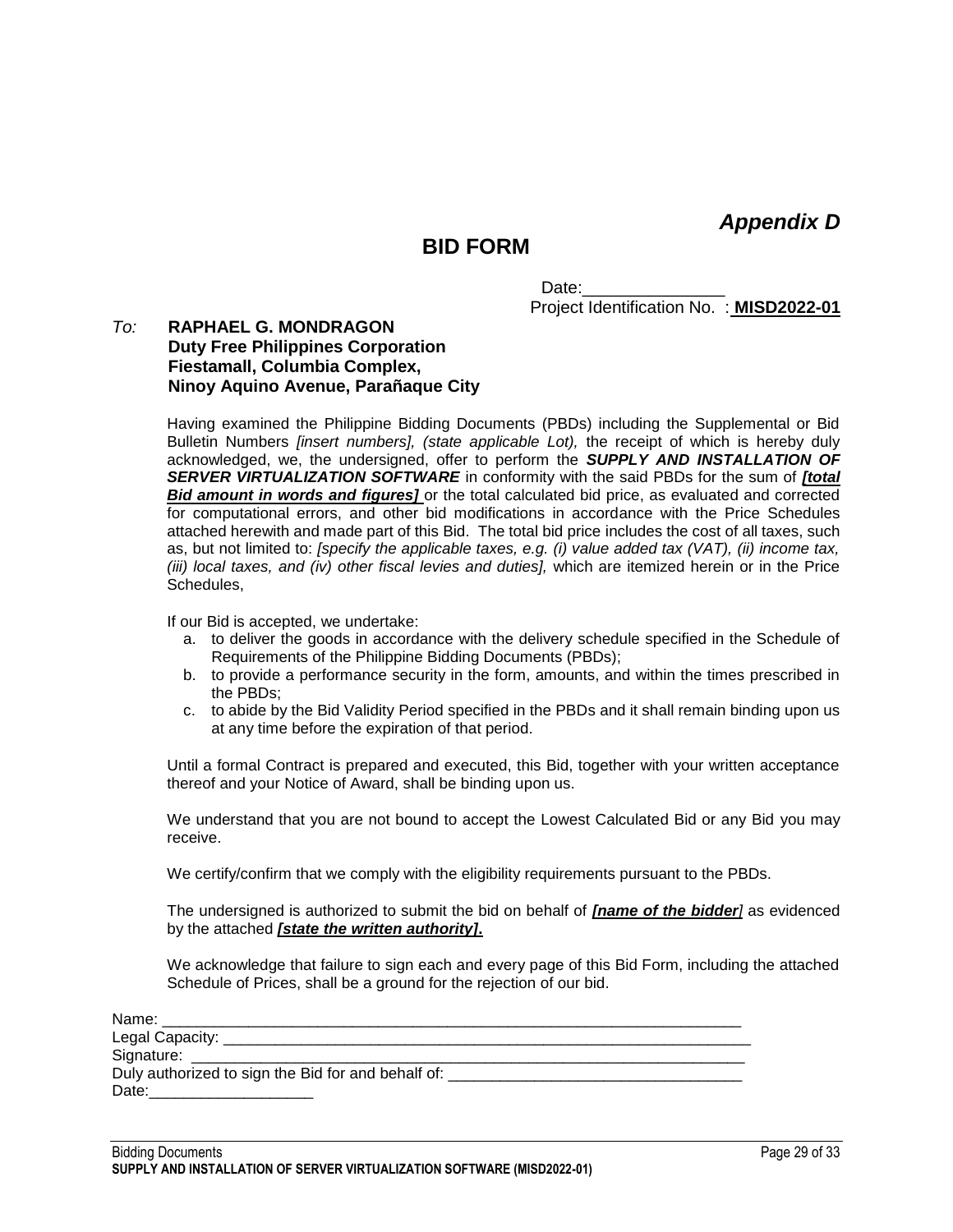*Appendix D*

# BID FORM

Date:_______________

Project Identification No. : **MISD2022-01**

*To:* **RAPHAEL G. MONDRAGON**
**Duty Free Philippines Corporation**
**Fiestamall, Columbia Complex,**
**Ninoy Aquino Avenue, Parañaque City**

Having examined the Philippine Bidding Documents (PBDs) including the Supplemental or Bid Bulletin Numbers *[insert numbers], (state applicable Lot),* the receipt of which is hereby duly acknowledged, we, the undersigned, offer to perform the ***SUPPLY AND INSTALLATION OF SERVER VIRTUALIZATION SOFTWARE*** in conformity with the said PBDs for the sum of ***[total Bid amount in words and figures]*** or the total calculated bid price, as evaluated and corrected for computational errors, and other bid modifications in accordance with the Price Schedules attached herewith and made part of this Bid. The total bid price includes the cost of all taxes, such as, but not limited to: *[specify the applicable taxes, e.g. (i) value added tax (VAT), (ii) income tax, (iii) local taxes, and (iv) other fiscal levies and duties],* which are itemized herein or in the Price Schedules,

If our Bid is accepted, we undertake:

a. to deliver the goods in accordance with the delivery schedule specified in the Schedule of Requirements of the Philippine Bidding Documents (PBDs);
b. to provide a performance security in the form, amounts, and within the times prescribed in the PBDs;
c. to abide by the Bid Validity Period specified in the PBDs and it shall remain binding upon us at any time before the expiration of that period.

Until a formal Contract is prepared and executed, this Bid, together with your written acceptance thereof and your Notice of Award, shall be binding upon us.

We understand that you are not bound to accept the Lowest Calculated Bid or any Bid you may receive.

We certify/confirm that we comply with the eligibility requirements pursuant to the PBDs.

The undersigned is authorized to submit the bid on behalf of ***[name of the bidder]*** as evidenced by the attached ***[state the written authority].***

We acknowledge that failure to sign each and every page of this Bid Form, including the attached Schedule of Prices, shall be a ground for the rejection of our bid.

Name: ______________________________________________________________________
Legal Capacity: _______________________________________________________________
Signature: ___________________________________________________________________
Duly authorized to sign the Bid for and behalf of: ___________________________________
Date:___________________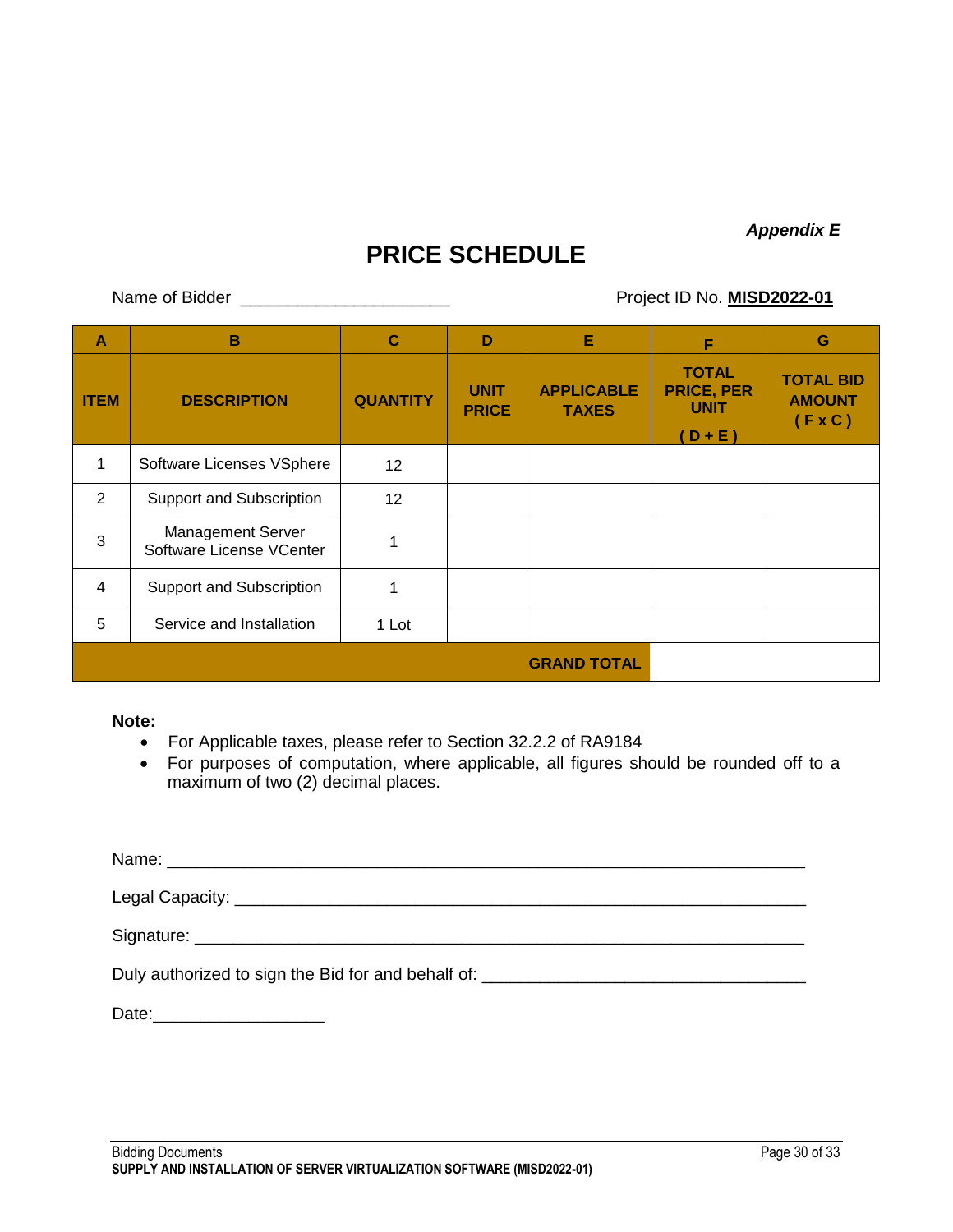*Appendix E*

# PRICE SCHEDULE

Name of Bidder _____________________ Project ID No. **MISD2022-01**

| A | B | C | D | E | F | G |
|---|---|---|---|---|---|---|
| **ITEM** | **DESCRIPTION** | **QUANTITY** | **UNIT PRICE** | **APPLICABLE TAXES** | **TOTAL PRICE, PER UNIT ( D + E )** | **TOTAL BID AMOUNT ( F x C )** |
| 1 | Software Licenses VSphere | 12 | | | | |
| 2 | Support and Subscription | 12 | | | | |
| 3 | Management Server Software License VCenter | 1 | | | | |
| 4 | Support and Subscription | 1 | | | | |
| 5 | Service and Installation | 1 Lot | | | | |
| | | | | **GRAND TOTAL** | | |

**Note:**

- For Applicable taxes, please refer to Section 32.2.2 of RA9184
- For purposes of computation, where applicable, all figures should be rounded off to a maximum of two (2) decimal places.

Name: ______________________________________________________________

Legal Capacity: ________________________________________________________

Signature: ____________________________________________________________

Duly authorized to sign the Bid for and behalf of: ______________________________

Date:__________________

Bidding Documents

**SUPPLY AND INSTALLATION OF SERVER VIRTUALIZATION SOFTWARE (MISD2022-01)**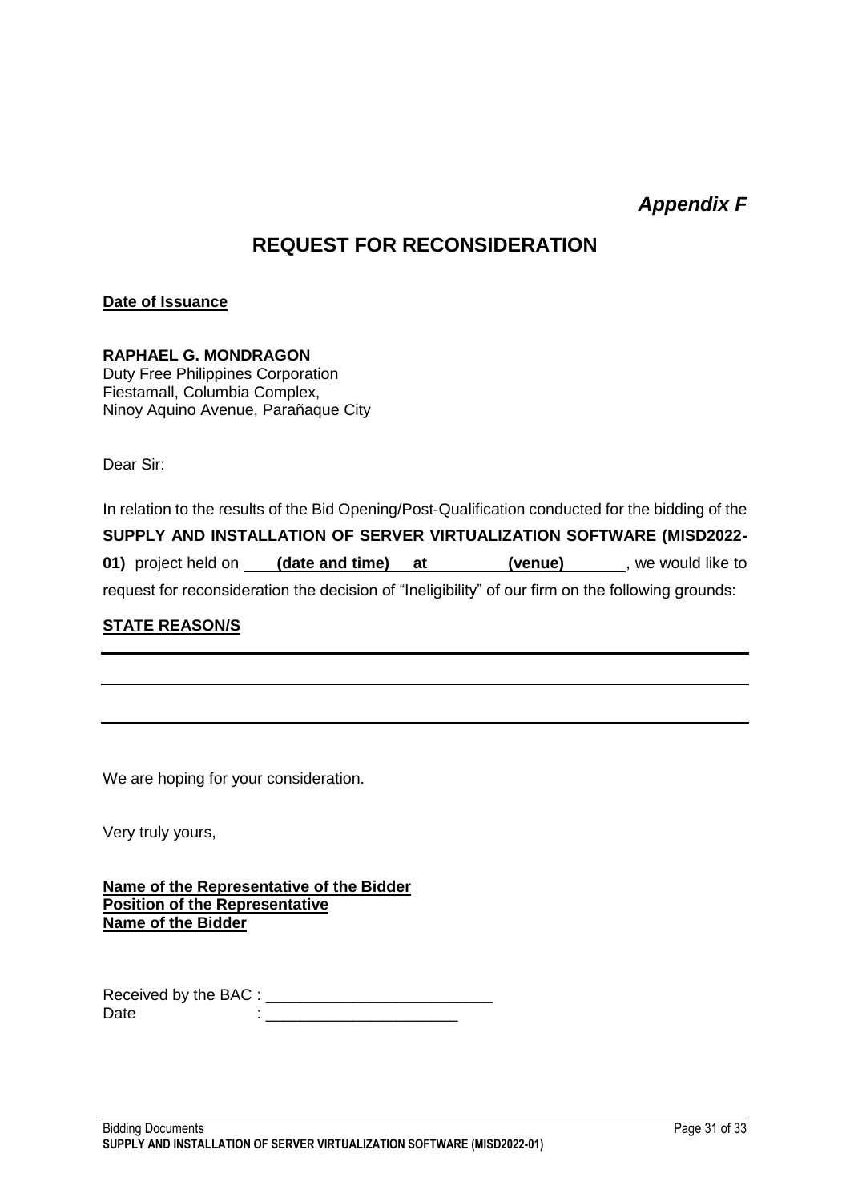*Appendix F*

# REQUEST FOR RECONSIDERATION

**Date of Issuance**

**RAPHAEL G. MONDRAGON**
Duty Free Philippines Corporation
Fiestamall, Columbia Complex,
Ninoy Aquino Avenue, Parañaque City

Dear Sir:

In relation to the results of the Bid Opening/Post-Qualification conducted for the bidding of the **SUPPLY AND INSTALLATION OF SERVER VIRTUALIZATION SOFTWARE (MISD2022-01)** project held on **(date and time) at (venue)**, we would like to request for reconsideration the decision of "Ineligibility" of our firm on the following grounds:

**STATE REASON/S**

___________________________________________________________________________

___________________________________________________________________________

___________________________________________________________________________

We are hoping for your consideration.

Very truly yours,

**Name of the Representative of the Bidder**
**Position of the Representative**
**Name of the Bidder**

Received by the BAC : __________________________
Date : ______________________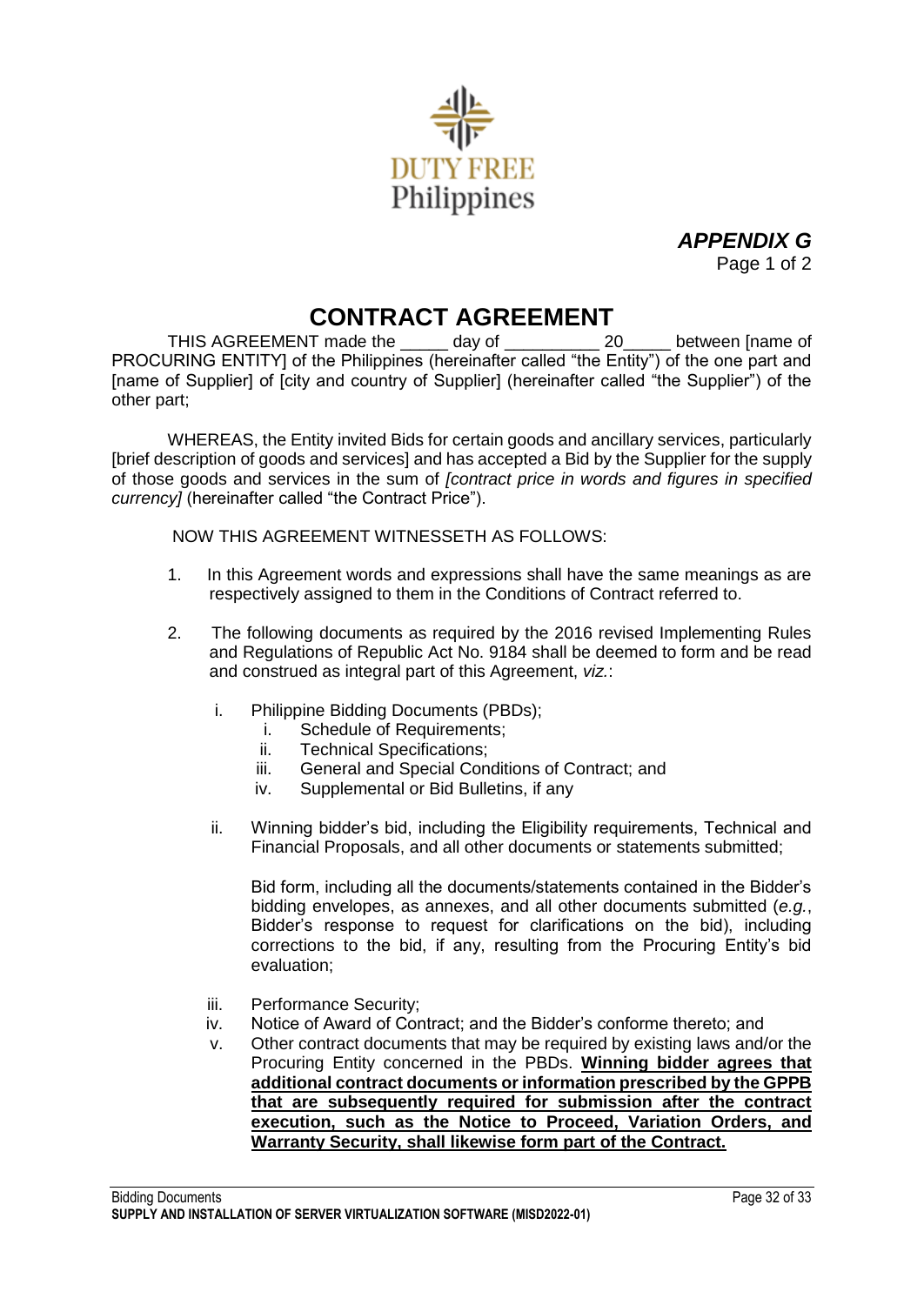*APPENDIX G*

Page 1 of 2

# CONTRACT AGREEMENT

THIS AGREEMENT made the _____ day of __________ 20_____ between [name of PROCURING ENTITY] of the Philippines (hereinafter called "the Entity") of the one part and [name of Supplier] of [city and country of Supplier] (hereinafter called "the Supplier") of the other part;

WHEREAS, the Entity invited Bids for certain goods and ancillary services, particularly [brief description of goods and services] and has accepted a Bid by the Supplier for the supply of those goods and services in the sum of *[contract price in words and figures in specified currency]* (hereinafter called "the Contract Price").

NOW THIS AGREEMENT WITNESSETH AS FOLLOWS:

1. In this Agreement words and expressions shall have the same meanings as are respectively assigned to them in the Conditions of Contract referred to.

2. The following documents as required by the 2016 revised Implementing Rules and Regulations of Republic Act No. 9184 shall be deemed to form and be read and construed as integral part of this Agreement, *viz.*:

   i. Philippine Bidding Documents (PBDs);
      i. Schedule of Requirements;
      ii. Technical Specifications;
      iii. General and Special Conditions of Contract; and
      iv. Supplemental or Bid Bulletins, if any

   ii. Winning bidder's bid, including the Eligibility requirements, Technical and Financial Proposals, and all other documents or statements submitted;

      Bid form, including all the documents/statements contained in the Bidder's bidding envelopes, as annexes, and all other documents submitted (*e.g.*, Bidder's response to request for clarifications on the bid), including corrections to the bid, if any, resulting from the Procuring Entity's bid evaluation;

   iii. Performance Security;

   iv. Notice of Award of Contract; and the Bidder's conforme thereto; and

   v. Other contract documents that may be required by existing laws and/or the Procuring Entity concerned in the PBDs. **Winning bidder agrees that additional contract documents or information prescribed by the GPPB that are subsequently required for submission after the contract execution, such as the Notice to Proceed, Variation Orders, and Warranty Security, shall likewise form part of the Contract.**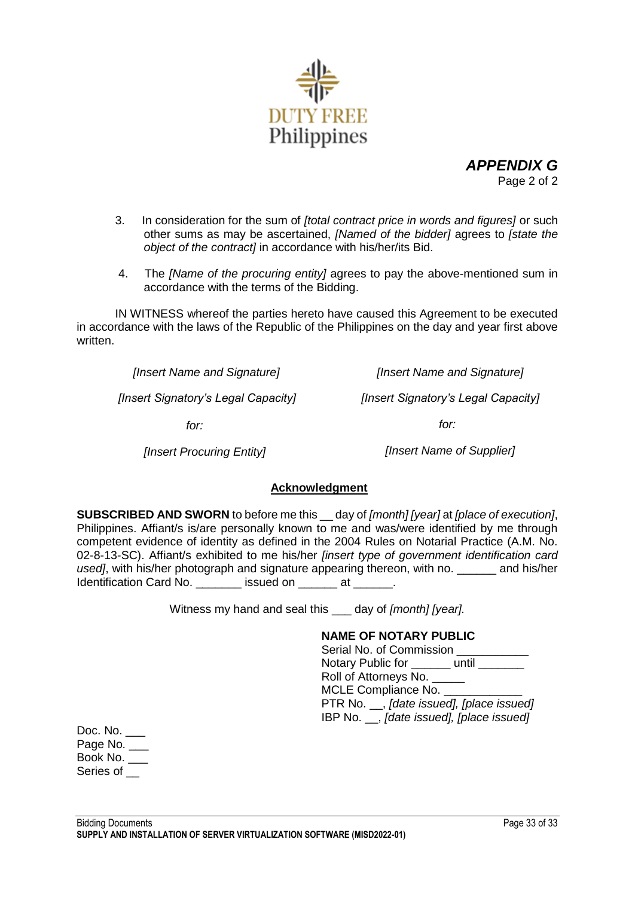***APPENDIX G***
Page 2 of 2

3. In consideration for the sum of *[total contract price in words and figures]* or such other sums as may be ascertained, *[Named of the bidder]* agrees to *[state the object of the contract]* in accordance with his/her/its Bid.

4. The *[Name of the procuring entity]* agrees to pay the above-mentioned sum in accordance with the terms of the Bidding.

IN WITNESS whereof the parties hereto have caused this Agreement to be executed in accordance with the laws of the Republic of the Philippines on the day and year first above written.

| | |
|---|---|
| *[Insert Name and Signature]* | *[Insert Name and Signature]* |
| *[Insert Signatory's Legal Capacity]* | *[Insert Signatory's Legal Capacity]* |
| *for:* | *for:* |
| *[Insert Procuring Entity]* | *[Insert Name of Supplier]* |

## Acknowledgment

**SUBSCRIBED AND SWORN** to before me this __ day of *[month] [year]* at *[place of execution]*, Philippines. Affiant/s is/are personally known to me and was/were identified by me through competent evidence of identity as defined in the 2004 Rules on Notarial Practice (A.M. No. 02-8-13-SC). Affiant/s exhibited to me his/her *[insert type of government identification card used]*, with his/her photograph and signature appearing thereon, with no. ______ and his/her Identification Card No. _______ issued on ______ at ______.

Witness my hand and seal this ___ day of *[month] [year].*

**NAME OF NOTARY PUBLIC**
Serial No. of Commission ___________
Notary Public for ______ until _______
Roll of Attorneys No. _____
MCLE Compliance No. ____________
PTR No. __, *[date issued], [place issued]*
IBP No. __, *[date issued], [place issued]*

Doc. No. ___
Page No. ___
Book No. ___
Series of __